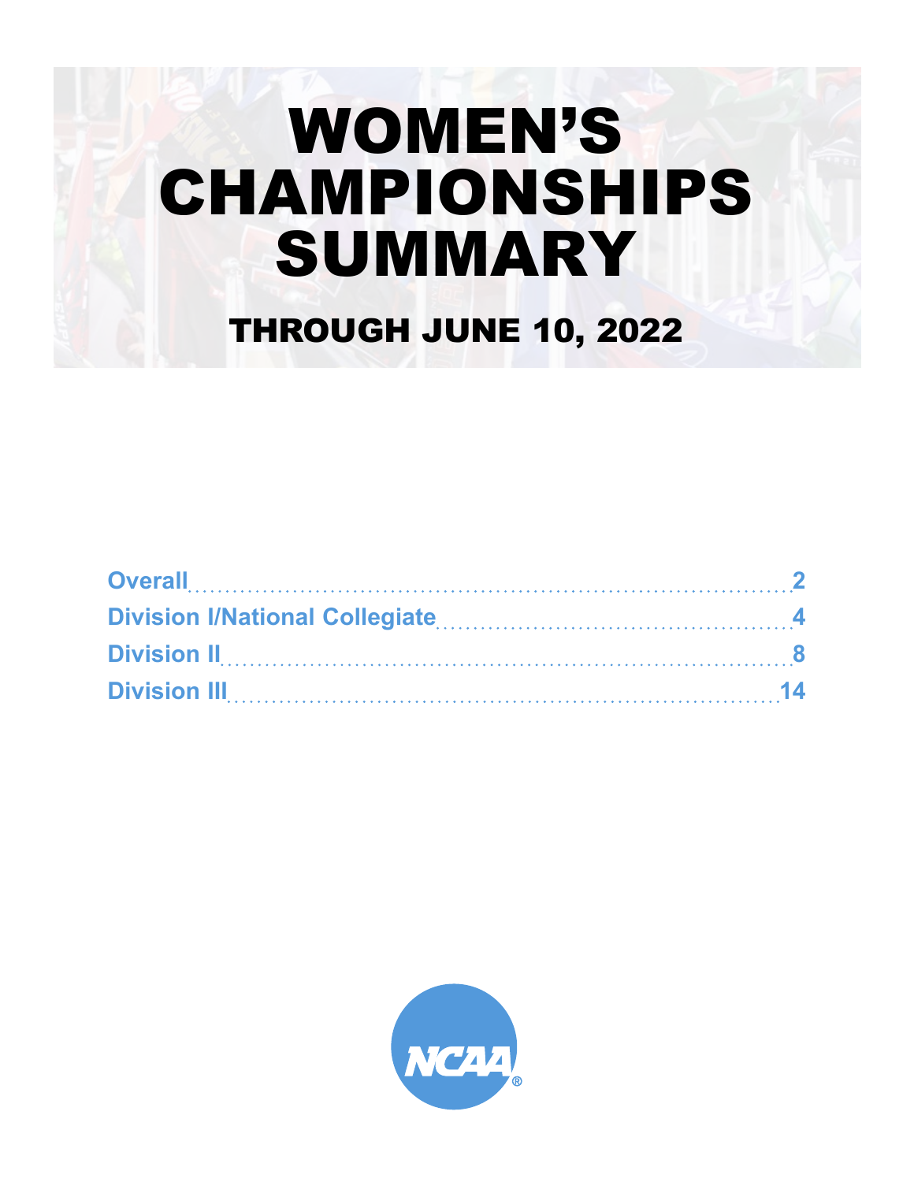# WOMEN'S CHAMPIONSHIPS SUMMARY

## THROUGH JUNE 10, 2022

Overall....................2

Division I/National Collegiate....................4

Division II....................8

Division III....................14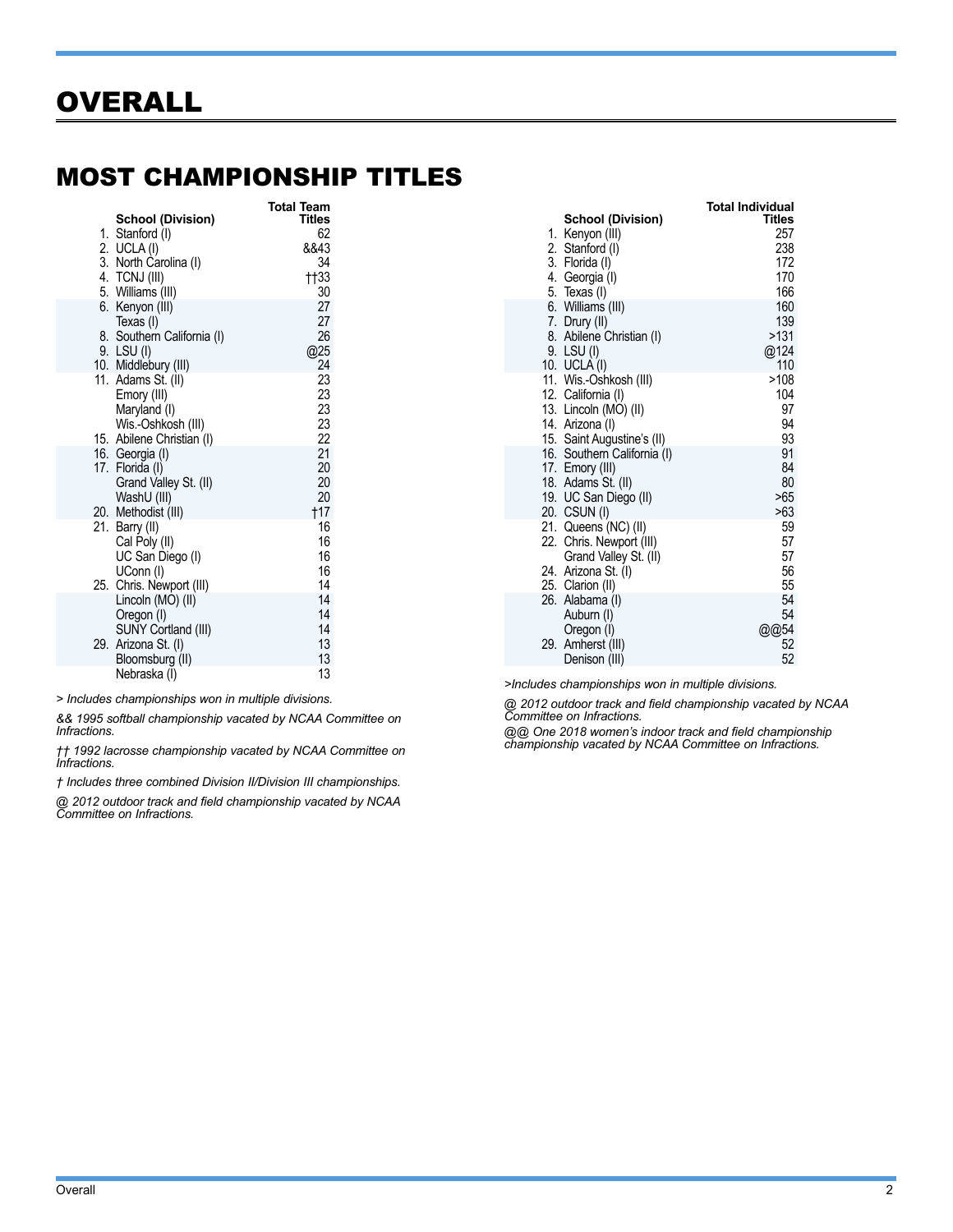# OVERALL

## MOST CHAMPIONSHIP TITLES

| | School (Division) | Total Team Titles |
|---|---|---|
| 1. | Stanford (I) | 62 |
| 2. | UCLA (I) | &&43 |
| 3. | North Carolina (I) | 34 |
| 4. | TCNJ (III) | ††33 |
| 5. | Williams (III) | 30 |
| 6. | Kenyon (III) | 27 |
| | Texas (I) | 27 |
| 8. | Southern California (I) | 26 |
| 9. | LSU (I) | @25 |
| 10. | Middlebury (III) | 24 |
| 11. | Adams St. (II) | 23 |
| | Emory (III) | 23 |
| | Maryland (I) | 23 |
| | Wis.-Oshkosh (III) | 23 |
| 15. | Abilene Christian (I) | 22 |
| 16. | Georgia (I) | 21 |
| 17. | Florida (I) | 20 |
| | Grand Valley St. (II) | 20 |
| | WashU (III) | 20 |
| 20. | Methodist (III) | †17 |
| 21. | Barry (II) | 16 |
| | Cal Poly (II) | 16 |
| | UC San Diego (I) | 16 |
| | UConn (I) | 16 |
| 25. | Chris. Newport (III) | 14 |
| | Lincoln (MO) (II) | 14 |
| | Oregon (I) | 14 |
| | SUNY Cortland (III) | 14 |
| 29. | Arizona St. (I) | 13 |
| | Bloomsburg (II) | 13 |
| | Nebraska (I) | 13 |

*> Includes championships won in multiple divisions.*

*&& 1995 softball championship vacated by NCAA Committee on Infractions.*

*†† 1992 lacrosse championship vacated by NCAA Committee on Infractions.*

*† Includes three combined Division II/Division III championships.*

*@ 2012 outdoor track and field championship vacated by NCAA Committee on Infractions.*

| | School (Division) | Total Individual Titles |
|---|---|---|
| 1. | Kenyon (III) | 257 |
| 2. | Stanford (I) | 238 |
| 3. | Florida (I) | 172 |
| 4. | Georgia (I) | 170 |
| 5. | Texas (I) | 166 |
| 6. | Williams (III) | 160 |
| 7. | Drury (II) | 139 |
| 8. | Abilene Christian (I) | >131 |
| 9. | LSU (I) | @124 |
| 10. | UCLA (I) | 110 |
| 11. | Wis.-Oshkosh (III) | >108 |
| 12. | California (I) | 104 |
| 13. | Lincoln (MO) (II) | 97 |
| 14. | Arizona (I) | 94 |
| 15. | Saint Augustine's (II) | 93 |
| 16. | Southern California (I) | 91 |
| 17. | Emory (III) | 84 |
| 18. | Adams St. (II) | 80 |
| 19. | UC San Diego (II) | >65 |
| 20. | CSUN (I) | >63 |
| 21. | Queens (NC) (II) | 59 |
| 22. | Chris. Newport (III) | 57 |
| | Grand Valley St. (II) | 57 |
| 24. | Arizona St. (I) | 56 |
| 25. | Clarion (II) | 55 |
| 26. | Alabama (I) | 54 |
| | Auburn (I) | 54 |
| | Oregon (I) | @@54 |
| 29. | Amherst (III) | 52 |
| | Denison (III) | 52 |

*>Includes championships won in multiple divisions.*

*@ 2012 outdoor track and field championship vacated by NCAA Committee on Infractions.*

*@@ One 2018 women's indoor track and field championship championship vacated by NCAA Committee on Infractions.*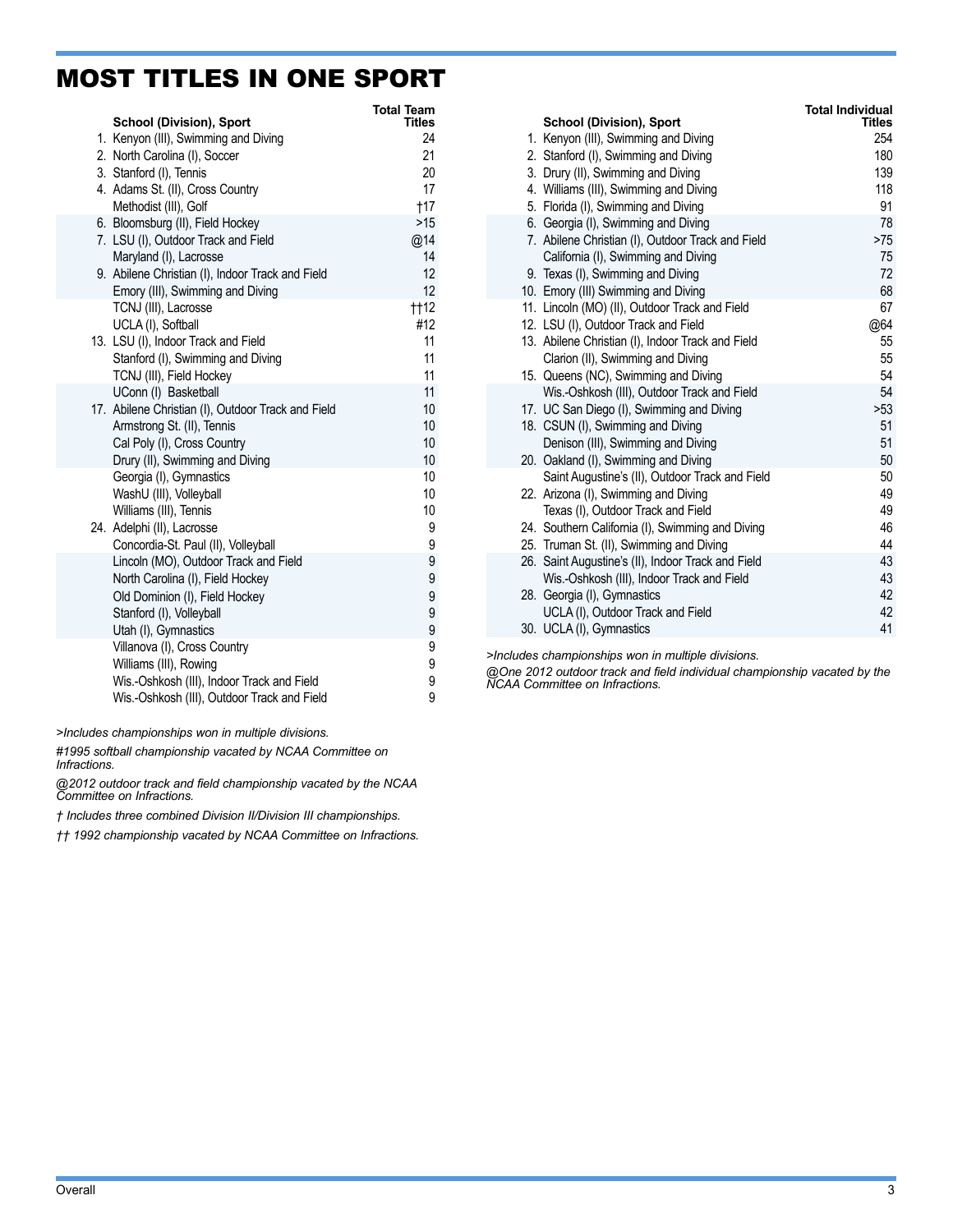# MOST TITLES IN ONE SPORT

| | School (Division), Sport | Total Team Titles |
|---|---|---|
| 1. | Kenyon (III), Swimming and Diving | 24 |
| 2. | North Carolina (I), Soccer | 21 |
| 3. | Stanford (I), Tennis | 20 |
| 4. | Adams St. (II), Cross Country | 17 |
| | Methodist (III), Golf | †17 |
| 6. | Bloomsburg (II), Field Hockey | >15 |
| 7. | LSU (I), Outdoor Track and Field | @14 |
| | Maryland (I), Lacrosse | 14 |
| 9. | Abilene Christian (I), Indoor Track and Field | 12 |
| | Emory (III), Swimming and Diving | 12 |
| | TCNJ (III), Lacrosse | ††12 |
| | UCLA (I), Softball | #12 |
| 13. | LSU (I), Indoor Track and Field | 11 |
| | Stanford (I), Swimming and Diving | 11 |
| | TCNJ (III), Field Hockey | 11 |
| | UConn (I) Basketball | 11 |
| 17. | Abilene Christian (I), Outdoor Track and Field | 10 |
| | Armstrong St. (II), Tennis | 10 |
| | Cal Poly (I), Cross Country | 10 |
| | Drury (II), Swimming and Diving | 10 |
| | Georgia (I), Gymnastics | 10 |
| | WashU (III), Volleyball | 10 |
| | Williams (III), Tennis | 10 |
| 24. | Adelphi (II), Lacrosse | 9 |
| | Concordia-St. Paul (II), Volleyball | 9 |
| | Lincoln (MO), Outdoor Track and Field | 9 |
| | North Carolina (I), Field Hockey | 9 |
| | Old Dominion (I), Field Hockey | 9 |
| | Stanford (I), Volleyball | 9 |
| | Utah (I), Gymnastics | 9 |
| | Villanova (I), Cross Country | 9 |
| | Williams (III), Rowing | 9 |
| | Wis.-Oshkosh (III), Indoor Track and Field | 9 |
| | Wis.-Oshkosh (III), Outdoor Track and Field | 9 |

*>Includes championships won in multiple divisions.*

*#1995 softball championship vacated by NCAA Committee on Infractions.*

*@2012 outdoor track and field championship vacated by the NCAA Committee on Infractions.*

*† Includes three combined Division II/Division III championships.*

*†† 1992 championship vacated by NCAA Committee on Infractions.*

| | School (Division), Sport | Total Individual Titles |
|---|---|---|
| 1. | Kenyon (III), Swimming and Diving | 254 |
| 2. | Stanford (I), Swimming and Diving | 180 |
| 3. | Drury (II), Swimming and Diving | 139 |
| 4. | Williams (III), Swimming and Diving | 118 |
| 5. | Florida (I), Swimming and Diving | 91 |
| 6. | Georgia (I), Swimming and Diving | 78 |
| 7. | Abilene Christian (I), Outdoor Track and Field | >75 |
| | California (I), Swimming and Diving | 75 |
| 9. | Texas (I), Swimming and Diving | 72 |
| 10. | Emory (III) Swimming and Diving | 68 |
| 11. | Lincoln (MO) (II), Outdoor Track and Field | 67 |
| 12. | LSU (I), Outdoor Track and Field | @64 |
| 13. | Abilene Christian (I), Indoor Track and Field | 55 |
| | Clarion (II), Swimming and Diving | 55 |
| 15. | Queens (NC), Swimming and Diving | 54 |
| | Wis.-Oshkosh (III), Outdoor Track and Field | 54 |
| 17. | UC San Diego (I), Swimming and Diving | >53 |
| 18. | CSUN (I), Swimming and Diving | 51 |
| | Denison (III), Swimming and Diving | 51 |
| 20. | Oakland (I), Swimming and Diving | 50 |
| | Saint Augustine's (II), Outdoor Track and Field | 50 |
| 22. | Arizona (I), Swimming and Diving | 49 |
| | Texas (I), Outdoor Track and Field | 49 |
| 24. | Southern California (I), Swimming and Diving | 46 |
| 25. | Truman St. (II), Swimming and Diving | 44 |
| 26. | Saint Augustine's (II), Indoor Track and Field | 43 |
| | Wis.-Oshkosh (III), Indoor Track and Field | 43 |
| 28. | Georgia (I), Gymnastics | 42 |
| | UCLA (I), Outdoor Track and Field | 42 |
| 30. | UCLA (I), Gymnastics | 41 |

*>Includes championships won in multiple divisions.*

*@One 2012 outdoor track and field individual championship vacated by the NCAA Committee on Infractions.*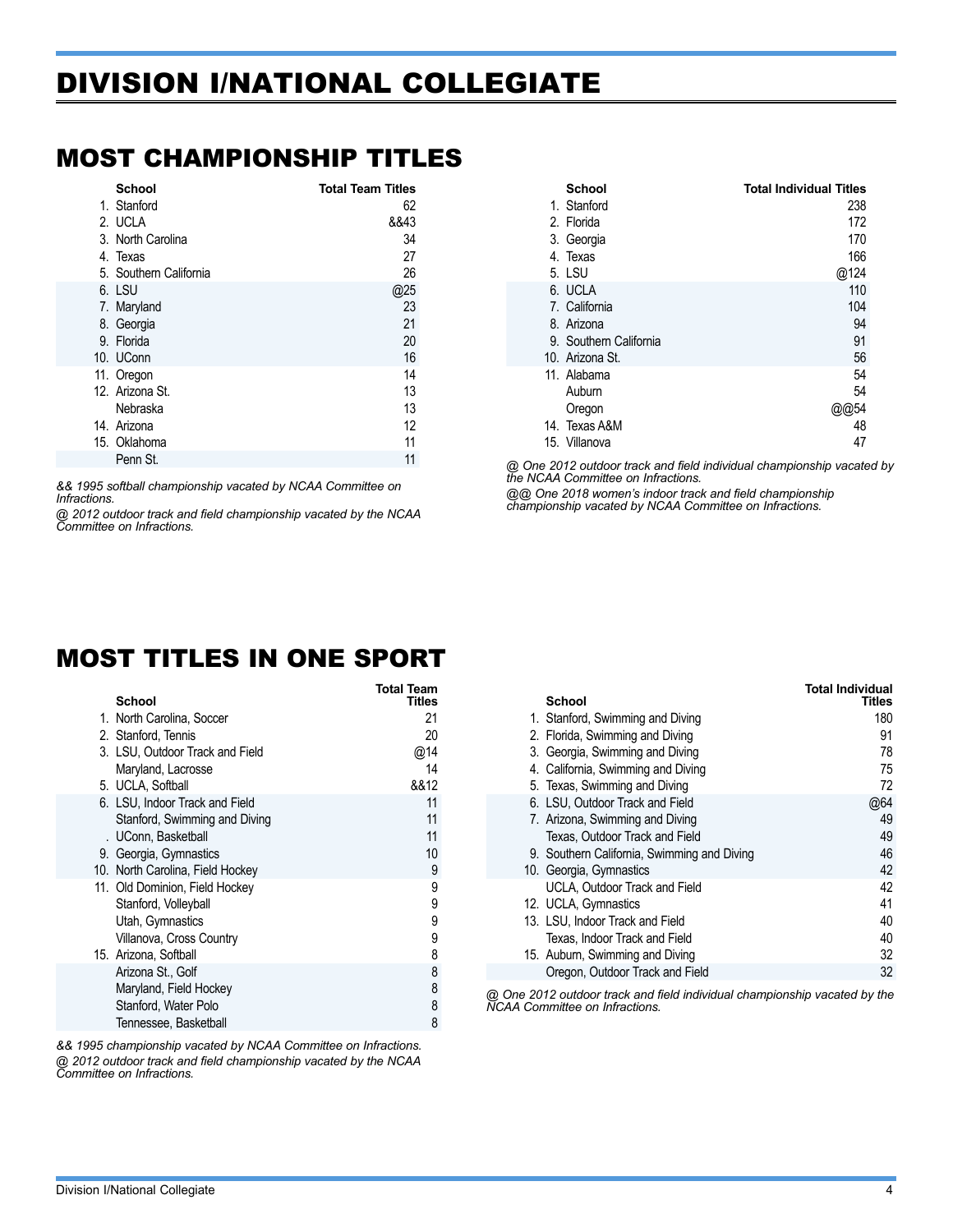# DIVISION I/NATIONAL COLLEGIATE

## MOST CHAMPIONSHIP TITLES

| | School | Total Team Titles |
|---|---|---|
| 1. | Stanford | 62 |
| 2. | UCLA | &&43 |
| 3. | North Carolina | 34 |
| 4. | Texas | 27 |
| 5. | Southern California | 26 |
| 6. | LSU | @25 |
| 7. | Maryland | 23 |
| 8. | Georgia | 21 |
| 9. | Florida | 20 |
| 10. | UConn | 16 |
| 11. | Oregon | 14 |
| 12. | Arizona St. | 13 |
| | Nebraska | 13 |
| 14. | Arizona | 12 |
| 15. | Oklahoma | 11 |
| | Penn St. | 11 |

*&& 1995 softball championship vacated by NCAA Committee on Infractions.*

*@ 2012 outdoor track and field championship vacated by the NCAA Committee on Infractions.*

| | School | Total Individual Titles |
|---|---|---|
| 1. | Stanford | 238 |
| 2. | Florida | 172 |
| 3. | Georgia | 170 |
| 4. | Texas | 166 |
| 5. | LSU | @124 |
| 6. | UCLA | 110 |
| 7. | California | 104 |
| 8. | Arizona | 94 |
| 9. | Southern California | 91 |
| 10. | Arizona St. | 56 |
| 11. | Alabama | 54 |
| | Auburn | 54 |
| | Oregon | @@54 |
| 14. | Texas A&M | 48 |
| 15. | Villanova | 47 |

*@ One 2012 outdoor track and field individual championship vacated by the NCAA Committee on Infractions.*

*@@ One 2018 women's indoor track and field championship championship vacated by NCAA Committee on Infractions.*

## MOST TITLES IN ONE SPORT

| | School | Total Team Titles |
|---|---|---|
| 1. | North Carolina, Soccer | 21 |
| 2. | Stanford, Tennis | 20 |
| 3. | LSU, Outdoor Track and Field | @14 |
| | Maryland, Lacrosse | 14 |
| 5. | UCLA, Softball | &&12 |
| 6. | LSU, Indoor Track and Field | 11 |
| | Stanford, Swimming and Diving | 11 |
| . | UConn, Basketball | 11 |
| 9. | Georgia, Gymnastics | 10 |
| 10. | North Carolina, Field Hockey | 9 |
| 11. | Old Dominion, Field Hockey | 9 |
| | Stanford, Volleyball | 9 |
| | Utah, Gymnastics | 9 |
| | Villanova, Cross Country | 9 |
| 15. | Arizona, Softball | 8 |
| | Arizona St., Golf | 8 |
| | Maryland, Field Hockey | 8 |
| | Stanford, Water Polo | 8 |
| | Tennessee, Basketball | 8 |

*&& 1995 championship vacated by NCAA Committee on Infractions.*

*@ 2012 outdoor track and field championship vacated by the NCAA Committee on Infractions.*

| | School | Total Individual Titles |
|---|---|---|
| 1. | Stanford, Swimming and Diving | 180 |
| 2. | Florida, Swimming and Diving | 91 |
| 3. | Georgia, Swimming and Diving | 78 |
| 4. | California, Swimming and Diving | 75 |
| 5. | Texas, Swimming and Diving | 72 |
| 6. | LSU, Outdoor Track and Field | @64 |
| 7. | Arizona, Swimming and Diving | 49 |
| | Texas, Outdoor Track and Field | 49 |
| 9. | Southern California, Swimming and Diving | 46 |
| 10. | Georgia, Gymnastics | 42 |
| | UCLA, Outdoor Track and Field | 42 |
| 12. | UCLA, Gymnastics | 41 |
| 13. | LSU, Indoor Track and Field | 40 |
| | Texas, Indoor Track and Field | 40 |
| 15. | Auburn, Swimming and Diving | 32 |
| | Oregon, Outdoor Track and Field | 32 |

*@ One 2012 outdoor track and field individual championship vacated by the NCAA Committee on Infractions.*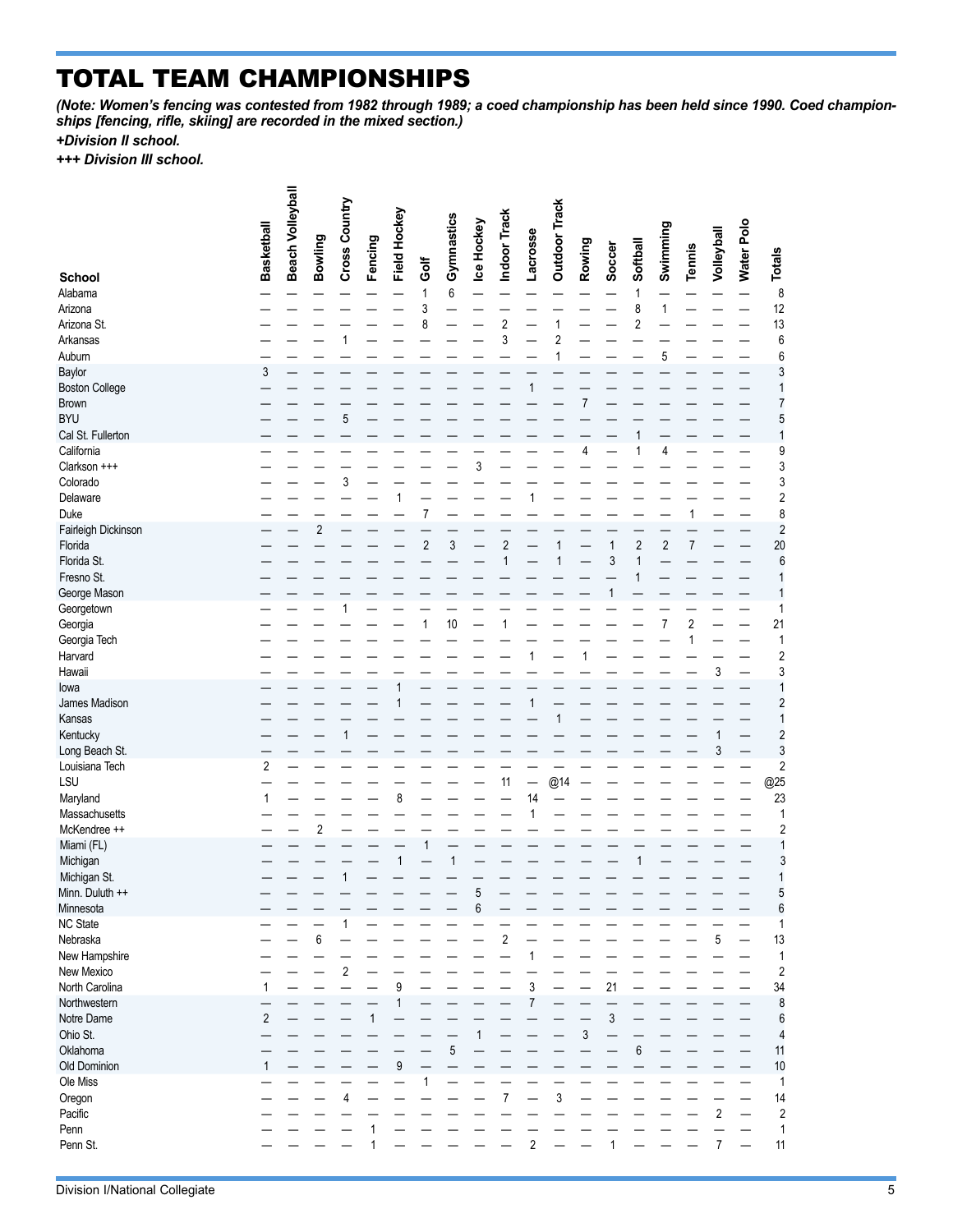# TOTAL TEAM CHAMPIONSHIPS

***(Note: Women's fencing was contested from 1982 through 1989; a coed championship has been held since 1990. Coed championships [fencing, rifle, skiing] are recorded in the mixed section.)***

***+Division II school.***

***+++ Division III school.***

| School | Basketball | Beach Volleyball | Bowling | Cross Country | Fencing | Field Hockey | Golf | Gymnastics | Ice Hockey | Indoor Track | Lacrosse | Outdoor Track | Rowing | Soccer | Softball | Swimming | Tennis | Volleyball | Water Polo | Totals |
|---|---|---|---|---|---|---|---|---|---|---|---|---|---|---|---|---|---|---|---|---|
| Alabama | — | — | — | — | — | — | 1 | 6 | — | — | — | — | — | — | 1 | — | — | — | — | 8 |
| Arizona | — | — | — | — | — | — | 3 | — | — | — | — | — | — | — | 8 | 1 | — | — | — | 12 |
| Arizona St. | — | — | — | — | — | — | 8 | — | — | 2 | — | 1 | — | — | 2 | — | — | — | — | 13 |
| Arkansas | — | — | — | 1 | — | — | — | — | — | 3 | — | 2 | — | — | — | — | — | — | — | 6 |
| Auburn | — | — | — | — | — | — | — | — | — | — | — | 1 | — | — | — | 5 | — | — | — | 6 |
| Baylor | 3 | — | — | — | — | — | — | — | — | — | — | — | — | — | — | — | — | — | — | 3 |
| Boston College | — | — | — | — | — | — | — | — | — | — | 1 | — | — | — | — | — | — | — | — | 1 |
| Brown | — | — | — | — | — | — | — | — | — | — | — | — | 7 | — | — | — | — | — | — | 7 |
| BYU | — | — | — | 5 | — | — | — | — | — | — | — | — | — | — | — | — | — | — | — | 5 |
| Cal St. Fullerton | — | — | — | — | — | — | — | — | — | — | — | — | — | — | 1 | — | — | — | — | 1 |
| California | — | — | — | — | — | — | — | — | — | — | — | — | 4 | — | 1 | 4 | — | — | — | 9 |
| Clarkson +++ | — | — | — | — | — | — | — | — | 3 | — | — | — | — | — | — | — | — | — | — | 3 |
| Colorado | — | — | — | 3 | — | — | — | — | — | — | — | — | — | — | — | — | — | — | — | 3 |
| Delaware | — | — | — | — | — | 1 | — | — | — | — | 1 | — | — | — | — | — | — | — | — | 2 |
| Duke | — | — | — | — | — | — | 7 | — | — | — | — | — | — | — | — | — | 1 | — | — | 8 |
| Fairleigh Dickinson | — | — | 2 | — | — | — | — | — | — | — | — | — | — | — | — | — | — | — | — | 2 |
| Florida | — | — | — | — | — | — | 2 | 3 | — | 2 | — | 1 | — | 1 | 2 | 2 | 7 | — | — | 20 |
| Florida St. | — | — | — | — | — | — | — | — | — | 1 | — | 1 | — | 3 | 1 | — | — | — | — | 6 |
| Fresno St. | — | — | — | — | — | — | — | — | — | — | — | — | — | — | 1 | — | — | — | — | 1 |
| George Mason | — | — | — | — | — | — | — | — | — | — | — | — | — | 1 | — | — | — | — | — | 1 |
| Georgetown | — | — | — | 1 | — | — | — | — | — | — | — | — | — | — | — | — | — | — | — | 1 |
| Georgia | — | — | — | — | — | — | 1 | 10 | — | 1 | — | — | — | — | — | 7 | 2 | — | — | 21 |
| Georgia Tech | — | — | — | — | — | — | — | — | — | — | — | — | — | — | — | — | 1 | — | — | 1 |
| Harvard | — | — | — | — | — | — | — | — | — | — | 1 | — | 1 | — | — | — | — | — | — | 2 |
| Hawaii | — | — | — | — | — | — | — | — | — | — | — | — | — | — | — | — | — | 3 | — | 3 |
| Iowa | — | — | — | — | — | 1 | — | — | — | — | — | — | — | — | — | — | — | — | — | 1 |
| James Madison | — | — | — | — | — | 1 | — | — | — | — | 1 | — | — | — | — | — | — | — | — | 2 |
| Kansas | — | — | — | — | — | — | — | — | — | — | — | 1 | — | — | — | — | — | — | — | 1 |
| Kentucky | — | — | — | 1 | — | — | — | — | — | — | — | — | — | — | — | — | — | 1 | — | 2 |
| Long Beach St. | — | — | — | — | — | — | — | — | — | — | — | — | — | — | — | — | — | 3 | — | 3 |
| Louisiana Tech | 2 | — | — | — | — | — | — | — | — | — | — | — | — | — | — | — | — | — | — | 2 |
| LSU | — | — | — | — | — | — | — | — | — | 11 | — | @14 | — | — | — | — | — | — | — | @25 |
| Maryland | 1 | — | — | — | — | 8 | — | — | — | — | 14 | — | — | — | — | — | — | — | — | 23 |
| Massachusetts | — | — | — | — | — | — | — | — | — | — | 1 | — | — | — | — | — | — | — | — | 1 |
| McKendree ++ | — | — | 2 | — | — | — | — | — | — | — | — | — | — | — | — | — | — | — | — | 2 |
| Miami (FL) | — | — | — | — | — | — | 1 | — | — | — | — | — | — | — | — | — | — | — | — | 1 |
| Michigan | — | — | — | — | — | 1 | — | 1 | — | — | — | — | — | — | 1 | — | — | — | — | 3 |
| Michigan St. | — | — | — | 1 | — | — | — | — | — | — | — | — | — | — | — | — | — | — | — | 1 |
| Minn. Duluth ++ | — | — | — | — | — | — | — | — | 5 | — | — | — | — | — | — | — | — | — | — | 5 |
| Minnesota | — | — | — | — | — | — | — | — | 6 | — | — | — | — | — | — | — | — | — | — | 6 |
| NC State | — | — | — | 1 | — | — | — | — | — | — | — | — | — | — | — | — | — | — | — | 1 |
| Nebraska | — | — | 6 | — | — | — | — | — | — | 2 | — | — | — | — | — | — | — | 5 | — | 13 |
| New Hampshire | — | — | — | — | — | — | — | — | — | — | 1 | — | — | — | — | — | — | — | — | 1 |
| New Mexico | — | — | — | 2 | — | — | — | — | — | — | — | — | — | — | — | — | — | — | — | 2 |
| North Carolina | 1 | — | — | — | — | 9 | — | — | — | — | 3 | — | — | 21 | — | — | — | — | — | 34 |
| Northwestern | — | — | — | — | — | 1 | — | — | — | — | 7 | — | — | — | — | — | — | — | — | 8 |
| Notre Dame | 2 | — | — | — | 1 | — | — | — | — | — | — | — | — | 3 | — | — | — | — | — | 6 |
| Ohio St. | — | — | — | — | — | — | — | — | 1 | — | — | — | 3 | — | — | — | — | — | — | 4 |
| Oklahoma | — | — | — | — | — | — | — | 5 | — | — | — | — | — | — | 6 | — | — | — | — | 11 |
| Old Dominion | 1 | — | — | — | — | 9 | — | — | — | — | — | — | — | — | — | — | — | — | — | 10 |
| Ole Miss | — | — | — | — | — | — | 1 | — | — | — | — | — | — | — | — | — | — | — | — | 1 |
| Oregon | — | — | — | 4 | — | — | — | — | — | 7 | — | 3 | — | — | — | — | — | — | — | 14 |
| Pacific | — | — | — | — | — | — | — | — | — | — | — | — | — | — | — | — | — | 2 | — | 2 |
| Penn | — | — | — | — | 1 | — | — | — | — | — | — | — | — | — | — | — | — | — | — | 1 |
| Penn St. | — | — | — | — | 1 | — | — | — | — | — | 2 | — | — | 1 | — | — | — | 7 | — | 11 |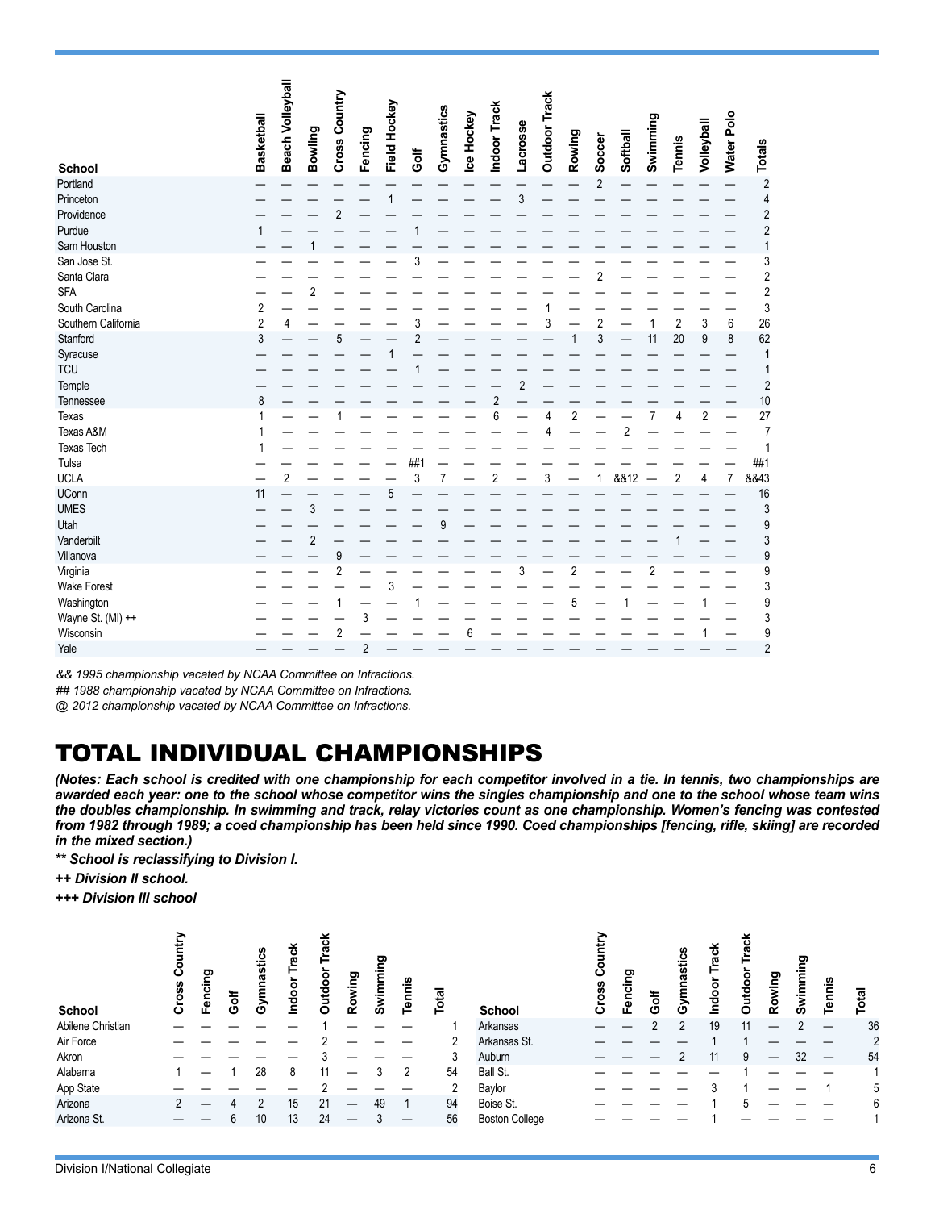| School | Basketball | Beach Volleyball | Bowling | Cross Country | Fencing | Field Hockey | Golf | Gymnastics | Ice Hockey | Indoor Track | Lacrosse | Outdoor Track | Rowing | Soccer | Softball | Swimming | Tennis | Volleyball | Water Polo | Totals |
|---|---|---|---|---|---|---|---|---|---|---|---|---|---|---|---|---|---|---|---|---|
| Portland | — | — | — | — | — | — | — | — | — | — | — | — | — | 2 | — | — | — | — | — | 2 |
| Princeton | — | — | — | — | — | 1 | — | — | — | — | 3 | — | — | — | — | — | — | — | — | 4 |
| Providence | — | — | — | 2 | — | — | — | — | — | — | — | — | — | — | — | — | — | — | — | 2 |
| Purdue | 1 | — | — | — | — | — | 1 | — | — | — | — | — | — | — | — | — | — | — | — | 2 |
| Sam Houston | — | — | 1 | — | — | — | — | — | — | — | — | — | — | — | — | — | — | — | — | 1 |
| San Jose St. | — | — | — | — | — | — | 3 | — | — | — | — | — | — | — | — | — | — | — | — | 3 |
| Santa Clara | — | — | — | — | — | — | — | — | — | — | — | — | — | 2 | — | — | — | — | — | 2 |
| SFA | — | — | 2 | — | — | — | — | — | — | — | — | — | — | — | — | — | — | — | — | 2 |
| South Carolina | 2 | — | — | — | — | — | — | — | — | — | — | 1 | — | — | — | — | — | — | — | 3 |
| Southern California | 2 | 4 | — | — | — | — | 3 | — | — | — | — | 3 | — | 2 | — | 1 | 2 | 3 | 6 | 26 |
| Stanford | 3 | — | — | 5 | — | — | 2 | — | — | — | — | — | 1 | 3 | — | 11 | 20 | 9 | 8 | 62 |
| Syracuse | — | — | — | — | — | 1 | — | — | — | — | — | — | — | — | — | — | — | — | — | 1 |
| TCU | — | — | — | — | — | — | 1 | — | — | — | — | — | — | — | — | — | — | — | — | 1 |
| Temple | — | — | — | — | — | — | — | — | — | — | 2 | — | — | — | — | — | — | — | — | 2 |
| Tennessee | 8 | — | — | — | — | — | — | — | — | 2 | — | — | — | — | — | — | — | — | — | 10 |
| Texas | 1 | — | — | 1 | — | — | — | — | — | 6 | — | 4 | 2 | — | — | 7 | 4 | 2 | — | 27 |
| Texas A&M | 1 | — | — | — | — | — | — | — | — | — | — | 4 | — | — | 2 | — | — | — | — | 7 |
| Texas Tech | 1 | — | — | — | — | — | — | — | — | — | — | — | — | — | — | — | — | — | — | 1 |
| Tulsa | — | — | — | — | — | — | ##1 | — | — | — | — | — | — | — | — | — | — | — | — | ##1 |
| UCLA | — | 2 | — | — | — | — | 3 | 7 | — | 2 | — | 3 | — | 1 | &&12 | — | 2 | 4 | 7 | &&43 |
| UConn | 11 | — | — | — | — | 5 | — | — | — | — | — | — | — | — | — | — | — | — | — | 16 |
| UMES | — | — | 3 | — | — | — | — | — | — | — | — | — | — | — | — | — | — | — | — | 3 |
| Utah | — | — | — | — | — | — | — | 9 | — | — | — | — | — | — | — | — | — | — | — | 9 |
| Vanderbilt | — | — | 2 | — | — | — | — | — | — | — | — | — | — | — | — | — | 1 | — | — | 3 |
| Villanova | — | — | — | 9 | — | — | — | — | — | — | — | — | — | — | — | — | — | — | — | 9 |
| Virginia | — | — | — | 2 | — | — | — | — | — | — | 3 | — | 2 | — | — | 2 | — | — | — | 9 |
| Wake Forest | — | — | — | — | — | 3 | — | — | — | — | — | — | — | — | — | — | — | — | — | 3 |
| Washington | — | — | — | 1 | — | — | 1 | — | — | — | — | — | 5 | — | 1 | — | — | 1 | — | 9 |
| Wayne St. (MI) ++ | — | — | — | — | 3 | — | — | — | — | — | — | — | — | — | — | — | — | — | — | 3 |
| Wisconsin | — | — | — | 2 | — | — | — | — | 6 | — | — | — | — | — | — | — | — | 1 | — | 9 |
| Yale | — | — | — | — | 2 | — | — | — | — | — | — | — | — | — | — | — | — | — | — | 2 |

*&& 1995 championship vacated by NCAA Committee on Infractions.*

*## 1988 championship vacated by NCAA Committee on Infractions.*

*@ 2012 championship vacated by NCAA Committee on Infractions.*

# TOTAL INDIVIDUAL CHAMPIONSHIPS

***(Notes: Each school is credited with one championship for each competitor involved in a tie. In tennis, two championships are awarded each year: one to the school whose competitor wins the singles championship and one to the school whose team wins the doubles championship. In swimming and track, relay victories count as one championship. Women's fencing was contested from 1982 through 1989; a coed championship has been held since 1990. Coed championships [fencing, rifle, skiing] are recorded in the mixed section.)***

***** School is reclassifying to Division I.***

***++ Division II school.***

***+++ Division III school***

| School | Cross Country | Fencing | Golf | Gymnastics | Indoor Track | Outdoor Track | Rowing | Swimming | Tennis | Total |
|---|---|---|---|---|---|---|---|---|---|---|
| Abilene Christian | — | — | — | — | — | 1 | — | — | — | 1 |
| Air Force | — | — | — | — | — | 2 | — | — | — | 2 |
| Akron | — | — | — | — | — | 3 | — | — | — | 3 |
| Alabama | 1 | — | 1 | 28 | 8 | 11 | — | 3 | 2 | 54 |
| App State | — | — | — | — | — | 2 | — | — | — | 2 |
| Arizona | 2 | — | 4 | 2 | 15 | 21 | — | 49 | 1 | 94 |
| Arizona St. | — | — | 6 | 10 | 13 | 24 | — | 3 | — | 56 |
| Arkansas | — | — | 2 | 2 | 19 | 11 | — | 2 | — | 36 |
| Arkansas St. | — | — | — | — | 1 | 1 | — | — | — | 2 |
| Auburn | — | — | — | 2 | 11 | 9 | — | 32 | — | 54 |
| Ball St. | — | — | — | — | — | 1 | — | — | — | 1 |
| Baylor | — | — | — | — | 3 | 1 | — | — | 1 | 5 |
| Boise St. | — | — | — | — | 1 | 5 | — | — | — | 6 |
| Boston College | — | — | — | — | 1 | — | — | — | — | 1 |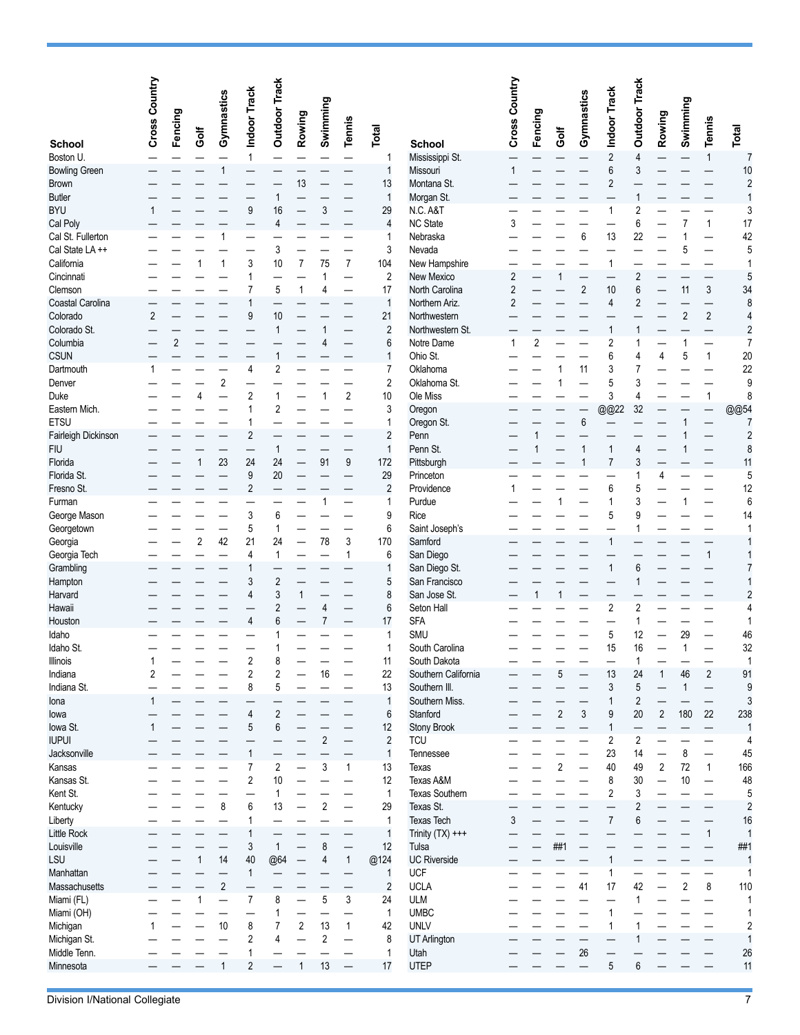| School | Cross Country | Fencing | Golf | Gymnastics | Indoor Track | Outdoor Track | Rowing | Swimming | Tennis | Total |
|---|---|---|---|---|---|---|---|---|---|---|
| Boston U. | — | — | — | — | 1 | — | — | — | — | 1 |
| Bowling Green | — | — | — | 1 | — | — | — | — | — | 1 |
| Brown | — | — | — | — | — | — | 13 | — | — | 13 |
| Butler | — | — | — | — | — | 1 | — | — | — | 1 |
| BYU | 1 | — | — | — | 9 | 16 | — | 3 | — | 29 |
| Cal Poly | — | — | — | — | — | 4 | — | — | — | 4 |
| Cal St. Fullerton | — | — | — | 1 | — | — | — | — | — | 1 |
| Cal State LA ++ | — | — | — | — | — | 3 | — | — | — | 3 |
| California | — | — | 1 | 1 | 3 | 10 | 7 | 75 | 7 | 104 |
| Cincinnati | — | — | — | — | 1 | — | — | 1 | — | 2 |
| Clemson | — | — | — | — | 7 | 5 | 1 | 4 | — | 17 |
| Coastal Carolina | — | — | — | — | 1 | — | — | — | — | 1 |
| Colorado | 2 | — | — | — | 9 | 10 | — | — | — | 21 |
| Colorado St. | — | — | — | — | — | 1 | — | 1 | — | 2 |
| Columbia | — | 2 | — | — | — | — | — | 4 | — | 6 |
| CSUN | — | — | — | — | — | 1 | — | — | — | 1 |
| Dartmouth | 1 | — | — | — | 4 | 2 | — | — | — | 7 |
| Denver | — | — | — | 2 | — | — | — | — | — | 2 |
| Duke | — | — | 4 | — | 2 | 1 | — | 1 | 2 | 10 |
| Eastern Mich. | — | — | — | — | 1 | 2 | — | — | — | 3 |
| ETSU | — | — | — | — | 1 | — | — | — | — | 1 |
| Fairleigh Dickinson | — | — | — | — | 2 | — | — | — | — | 2 |
| FIU | — | — | — | — | — | 1 | — | — | — | 1 |
| Florida | — | — | 1 | 23 | 24 | 24 | — | 91 | 9 | 172 |
| Florida St. | — | — | — | — | 9 | 20 | — | — | — | 29 |
| Fresno St. | — | — | — | — | 2 | — | — | — | — | 2 |
| Furman | — | — | — | — | — | — | — | 1 | — | 1 |
| George Mason | — | — | — | — | 3 | 6 | — | — | — | 9 |
| Georgetown | — | — | — | — | 5 | 1 | — | — | — | 6 |
| Georgia | — | — | 2 | 42 | 21 | 24 | — | 78 | 3 | 170 |
| Georgia Tech | — | — | — | — | 4 | 1 | — | — | 1 | 6 |
| Grambling | — | — | — | — | 1 | — | — | — | — | 1 |
| Hampton | — | — | — | — | 3 | 2 | — | — | — | 5 |
| Harvard | — | — | — | — | 4 | 3 | 1 | — | — | 8 |
| Hawaii | — | — | — | — | — | 2 | — | 4 | — | 6 |
| Houston | — | — | — | — | 4 | 6 | — | 7 | — | 17 |
| Idaho | — | — | — | — | — | 1 | — | — | — | 1 |
| Idaho St. | — | — | — | — | — | 1 | — | — | — | 1 |
| Illinois | 1 | — | — | — | 2 | 8 | — | — | — | 11 |
| Indiana | 2 | — | — | — | 2 | 2 | — | 16 | — | 22 |
| Indiana St. | — | — | — | — | 8 | 5 | — | — | — | 13 |
| Iona | 1 | — | — | — | — | — | — | — | — | 1 |
| Iowa | — | — | — | — | 4 | 2 | — | — | — | 6 |
| Iowa St. | 1 | — | — | — | 5 | 6 | — | — | — | 12 |
| IUPUI | — | — | — | — | — | — | — | 2 | — | 2 |
| Jacksonville | — | — | — | — | 1 | — | — | — | — | 1 |
| Kansas | — | — | — | — | 7 | 2 | — | 3 | 1 | 13 |
| Kansas St. | — | — | — | — | 2 | 10 | — | — | — | 12 |
| Kent St. | — | — | — | — | — | 1 | — | — | — | 1 |
| Kentucky | — | — | — | 8 | 6 | 13 | — | 2 | — | 29 |
| Liberty | — | — | — | — | 1 | — | — | — | — | 1 |
| Little Rock | — | — | — | — | 1 | — | — | — | — | 1 |
| Louisville | — | — | — | — | 3 | 1 | — | 8 | — | 12 |
| LSU | — | — | 1 | 14 | 40 | @64 | — | 4 | 1 | @124 |
| Manhattan | — | — | — | — | 1 | — | — | — | — | 1 |
| Massachusetts | — | — | — | 2 | — | — | — | — | — | 2 |
| Miami (FL) | — | — | 1 | — | 7 | 8 | — | 5 | 3 | 24 |
| Miami (OH) | — | — | — | — | — | 1 | — | — | — | 1 |
| Michigan | 1 | — | — | 10 | 8 | 7 | 2 | 13 | 1 | 42 |
| Michigan St. | — | — | — | — | 2 | 4 | — | 2 | — | 8 |
| Middle Tenn. | — | — | — | — | 1 | — | — | — | — | 1 |
| Minnesota | — | — | — | 1 | 2 | — | 1 | 13 | — | 17 |
| Mississippi St. | — | — | — | — | 2 | 4 | — | — | 1 | 7 |
| Missouri | 1 | — | — | — | 6 | 3 | — | — | — | 10 |
| Montana St. | — | — | — | — | 2 | — | — | — | — | 2 |
| Morgan St. | — | — | — | — | — | 1 | — | — | — | 1 |
| N.C. A&T | — | — | — | — | 1 | 2 | — | — | — | 3 |
| NC State | 3 | — | — | — | — | 6 | — | 7 | 1 | 17 |
| Nebraska | — | — | — | 6 | 13 | 22 | — | 1 | — | 42 |
| Nevada | — | — | — | — | — | — | — | 5 | — | 5 |
| New Hampshire | — | — | — | — | 1 | — | — | — | — | 1 |
| New Mexico | 2 | — | 1 | — | — | 2 | — | — | — | 5 |
| North Carolina | 2 | — | — | 2 | 10 | 6 | — | 11 | 3 | 34 |
| Northern Ariz. | 2 | — | — | — | 4 | 2 | — | — | — | 8 |
| Northwestern | — | — | — | — | — | — | — | 2 | 2 | 4 |
| Northwestern St. | — | — | — | — | 1 | 1 | — | — | — | 2 |
| Notre Dame | 1 | 2 | — | — | 2 | 1 | — | 1 | — | 7 |
| Ohio St. | — | — | — | — | 6 | 4 | 4 | 5 | 1 | 20 |
| Oklahoma | — | — | 1 | 11 | 3 | 7 | — | — | — | 22 |
| Oklahoma St. | — | — | 1 | — | 5 | 3 | — | — | — | 9 |
| Ole Miss | — | — | — | — | 3 | 4 | — | — | 1 | 8 |
| Oregon | — | — | — | — | @@22 | 32 | — | — | — | @@54 |
| Oregon St. | — | — | — | 6 | — | — | — | 1 | — | 7 |
| Penn | — | 1 | — | — | — | — | — | 1 | — | 2 |
| Penn St. | — | 1 | — | 1 | 1 | 4 | — | 1 | — | 8 |
| Pittsburgh | — | — | — | 1 | 7 | 3 | — | — | — | 11 |
| Princeton | — | — | — | — | — | 1 | 4 | — | — | 5 |
| Providence | 1 | — | — | — | 6 | 5 | — | — | — | 12 |
| Purdue | — | — | 1 | — | 1 | 3 | — | 1 | — | 6 |
| Rice | — | — | — | — | 5 | 9 | — | — | — | 14 |
| Saint Joseph's | — | — | — | — | — | 1 | — | — | — | 1 |
| Samford | — | — | — | — | 1 | — | — | — | — | 1 |
| San Diego | — | — | — | — | — | — | — | — | 1 | 1 |
| San Diego St. | — | — | — | — | 1 | 6 | — | — | — | 7 |
| San Francisco | — | — | — | — | — | 1 | — | — | — | 1 |
| San Jose St. | — | 1 | 1 | — | — | — | — | — | — | 2 |
| Seton Hall | — | — | — | — | 2 | 2 | — | — | — | 4 |
| SFA | — | — | — | — | — | 1 | — | — | — | 1 |
| SMU | — | — | — | — | 5 | 12 | — | 29 | — | 46 |
| South Carolina | — | — | — | — | 15 | 16 | — | 1 | — | 32 |
| South Dakota | — | — | — | — | — | 1 | — | — | — | 1 |
| Southern California | — | — | 5 | — | 13 | 24 | 1 | 46 | 2 | 91 |
| Southern Ill. | — | — | — | — | 3 | 5 | — | 1 | — | 9 |
| Southern Miss. | — | — | — | — | 1 | 2 | — | — | — | 3 |
| Stanford | — | — | 2 | 3 | 9 | 20 | 2 | 180 | 22 | 238 |
| Stony Brook | — | — | — | — | 1 | — | — | — | — | 1 |
| TCU | — | — | — | — | 2 | 2 | — | — | — | 4 |
| Tennessee | — | — | — | — | 23 | 14 | — | 8 | — | 45 |
| Texas | — | — | 2 | — | 40 | 49 | 2 | 72 | 1 | 166 |
| Texas A&M | — | — | — | — | 8 | 30 | — | 10 | — | 48 |
| Texas Southern | — | — | — | — | 2 | 3 | — | — | — | 5 |
| Texas St. | — | — | — | — | — | 2 | — | — | — | 2 |
| Texas Tech | 3 | — | — | — | 7 | 6 | — | — | — | 16 |
| Trinity (TX) +++ | — | — | — | — | — | — | — | — | 1 | 1 |
| Tulsa | — | — | ##1 | — | — | — | — | — | — | ##1 |
| UC Riverside | — | — | — | — | 1 | — | — | — | — | 1 |
| UCF | — | — | — | — | 1 | — | — | — | — | 1 |
| UCLA | — | — | — | 41 | 17 | 42 | — | 2 | 8 | 110 |
| ULM | — | — | — | — | — | 1 | — | — | — | 1 |
| UMBC | — | — | — | — | 1 | — | — | — | — | 1 |
| UNLV | — | — | — | — | 1 | 1 | — | — | — | 2 |
| UT Arlington | — | — | — | — | — | 1 | — | — | — | 1 |
| Utah | — | — | — | 26 | — | — | — | — | — | 26 |
| UTEP | — | — | — | — | 5 | 6 | — | — | — | 11 |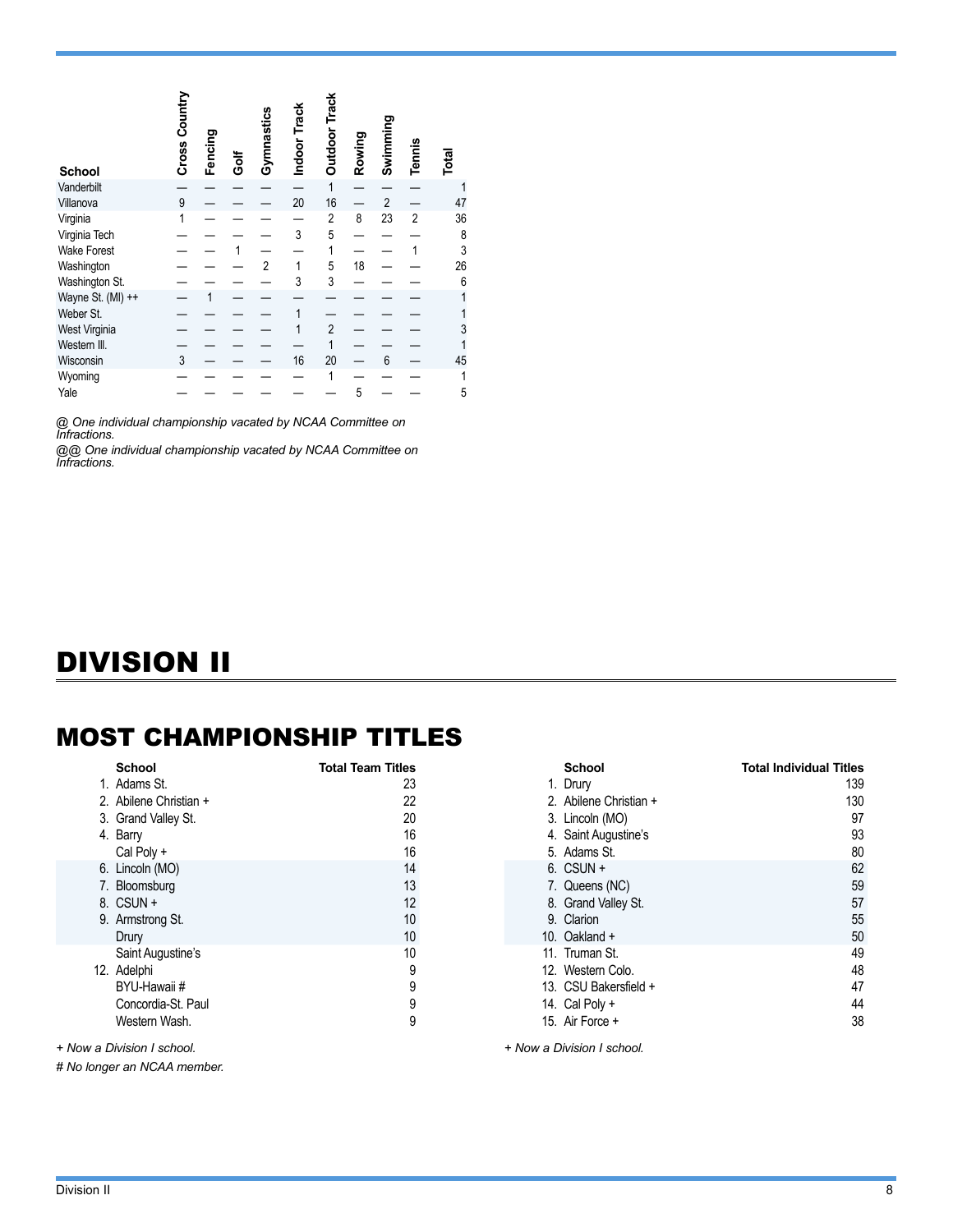| School | Cross Country | Fencing | Golf | Gymnastics | Indoor Track | Outdoor Track | Rowing | Swimming | Tennis | Total |
|---|---|---|---|---|---|---|---|---|---|---|
| Vanderbilt | — | — | — | — | — | 1 | — | — | — | 1 |
| Villanova | 9 | — | — | — | 20 | 16 | — | 2 | — | 47 |
| Virginia | 1 | — | — | — | — | 2 | 8 | 23 | 2 | 36 |
| Virginia Tech | — | — | — | — | 3 | 5 | — | — | — | 8 |
| Wake Forest | — | — | 1 | — | — | 1 | — | — | 1 | 3 |
| Washington | — | — | — | 2 | 1 | 5 | 18 | — | — | 26 |
| Washington St. | — | — | — | — | 3 | 3 | — | — | — | 6 |
| Wayne St. (MI) ++ | — | 1 | — | — | — | — | — | — | — | 1 |
| Weber St. | — | — | — | — | 1 | — | — | — | — | 1 |
| West Virginia | — | — | — | — | 1 | 2 | — | — | — | 3 |
| Western Ill. | — | — | — | — | — | 1 | — | — | — | 1 |
| Wisconsin | 3 | — | — | — | 16 | 20 | — | 6 | — | 45 |
| Wyoming | — | — | — | — | — | 1 | — | — | — | 1 |
| Yale | — | — | — | — | — | — | 5 | — | — | 5 |

*@ One individual championship vacated by NCAA Committee on Infractions.*

*@@ One individual championship vacated by NCAA Committee on Infractions.*

# DIVISION II

## MOST CHAMPIONSHIP TITLES

| | School | Total Team Titles |
|---|---|---|
| 1. | Adams St. | 23 |
| 2. | Abilene Christian + | 22 |
| 3. | Grand Valley St. | 20 |
| 4. | Barry | 16 |
| | Cal Poly + | 16 |
| 6. | Lincoln (MO) | 14 |
| 7. | Bloomsburg | 13 |
| 8. | CSUN + | 12 |
| 9. | Armstrong St. | 10 |
| | Drury | 10 |
| | Saint Augustine's | 10 |
| 12. | Adelphi | 9 |
| | BYU-Hawaii # | 9 |
| | Concordia-St. Paul | 9 |
| | Western Wash. | 9 |

*+ Now a Division I school.*

*# No longer an NCAA member.*

| | School | Total Individual Titles |
|---|---|---|
| 1. | Drury | 139 |
| 2. | Abilene Christian + | 130 |
| 3. | Lincoln (MO) | 97 |
| 4. | Saint Augustine's | 93 |
| 5. | Adams St. | 80 |
| 6. | CSUN + | 62 |
| 7. | Queens (NC) | 59 |
| 8. | Grand Valley St. | 57 |
| 9. | Clarion | 55 |
| 10. | Oakland + | 50 |
| 11. | Truman St. | 49 |
| 12. | Western Colo. | 48 |
| 13. | CSU Bakersfield + | 47 |
| 14. | Cal Poly + | 44 |
| 15. | Air Force + | 38 |

*+ Now a Division I school.*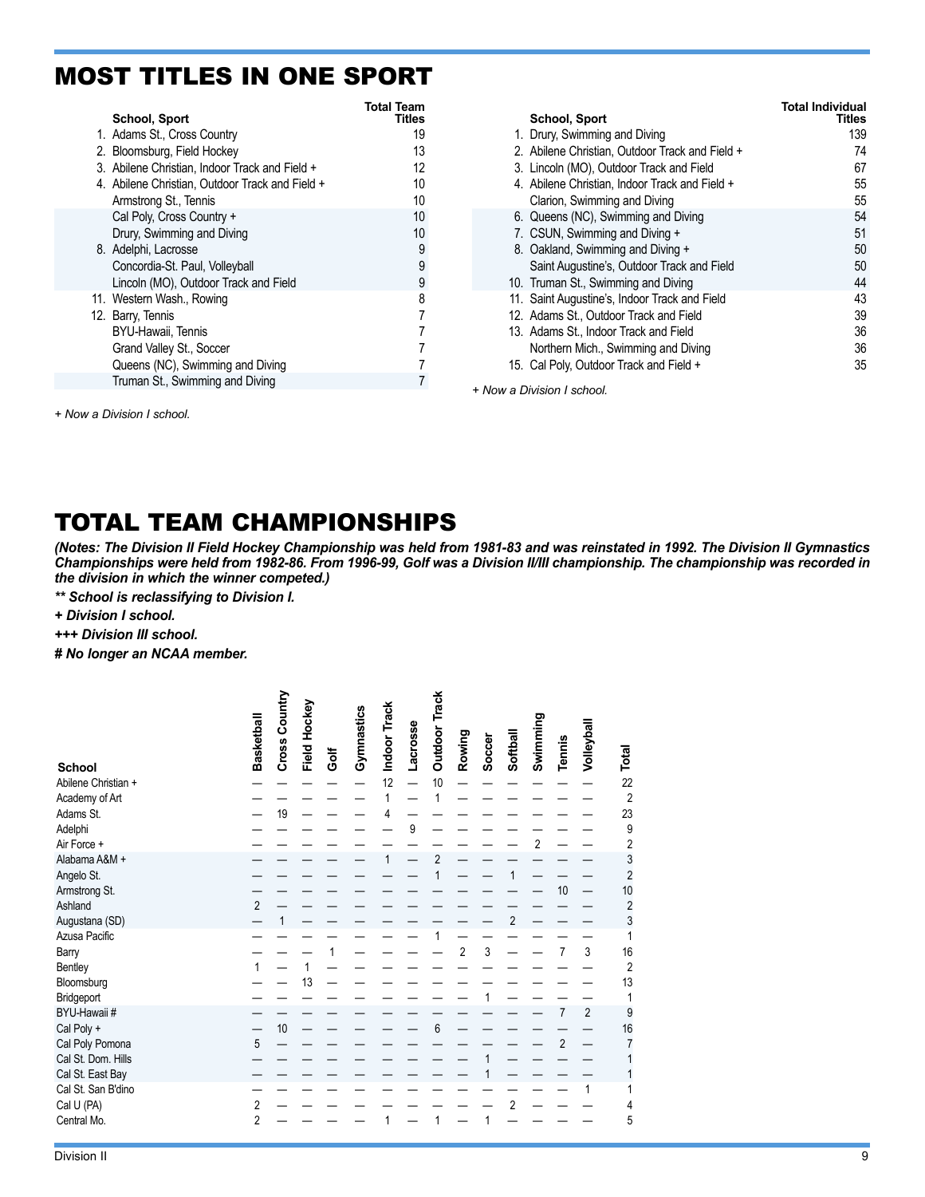# MOST TITLES IN ONE SPORT

| | School, Sport | Total Team Titles |
|---|---|---|
| 1. | Adams St., Cross Country | 19 |
| 2. | Bloomsburg, Field Hockey | 13 |
| 3. | Abilene Christian, Indoor Track and Field + | 12 |
| 4. | Abilene Christian, Outdoor Track and Field + | 10 |
| | Armstrong St., Tennis | 10 |
| | Cal Poly, Cross Country + | 10 |
| | Drury, Swimming and Diving | 10 |
| 8. | Adelphi, Lacrosse | 9 |
| | Concordia-St. Paul, Volleyball | 9 |
| | Lincoln (MO), Outdoor Track and Field | 9 |
| 11. | Western Wash., Rowing | 8 |
| 12. | Barry, Tennis | 7 |
| | BYU-Hawaii, Tennis | 7 |
| | Grand Valley St., Soccer | 7 |
| | Queens (NC), Swimming and Diving | 7 |
| | Truman St., Swimming and Diving | 7 |

*+ Now a Division I school.*

| | School, Sport | Total Individual Titles |
|---|---|---|
| 1. | Drury, Swimming and Diving | 139 |
| 2. | Abilene Christian, Outdoor Track and Field + | 74 |
| 3. | Lincoln (MO), Outdoor Track and Field | 67 |
| 4. | Abilene Christian, Indoor Track and Field + | 55 |
| | Clarion, Swimming and Diving | 55 |
| 6. | Queens (NC), Swimming and Diving | 54 |
| 7. | CSUN, Swimming and Diving + | 51 |
| 8. | Oakland, Swimming and Diving + | 50 |
| | Saint Augustine's, Outdoor Track and Field | 50 |
| 10. | Truman St., Swimming and Diving | 44 |
| 11. | Saint Augustine's, Indoor Track and Field | 43 |
| 12. | Adams St., Outdoor Track and Field | 39 |
| 13. | Adams St., Indoor Track and Field | 36 |
| | Northern Mich., Swimming and Diving | 36 |
| 15. | Cal Poly, Outdoor Track and Field + | 35 |

*+ Now a Division I school.*

# TOTAL TEAM CHAMPIONSHIPS

***(Notes: The Division II Field Hockey Championship was held from 1981-83 and was reinstated in 1992. The Division II Gymnastics Championships were held from 1982-86. From 1996-99, Golf was a Division II/III championship. The championship was recorded in the division in which the winner competed.)***

***** School is reclassifying to Division I.***

***+ Division I school.***

***+++ Division III school.***

***# No longer an NCAA member.***

| School | Basketball | Cross Country | Field Hockey | Golf | Gymnastics | Indoor Track | Lacrosse | Outdoor Track | Rowing | Soccer | Softball | Swimming | Tennis | Volleyball | Total |
|---|---|---|---|---|---|---|---|---|---|---|---|---|---|---|---|
| Abilene Christian + | — | — | — | — | — | 12 | — | 10 | — | — | — | — | — | — | 22 |
| Academy of Art | — | — | — | — | — | 1 | — | 1 | — | — | — | — | — | — | 2 |
| Adams St. | — | 19 | — | — | — | 4 | — | — | — | — | — | — | — | — | 23 |
| Adelphi | — | — | — | — | — | — | 9 | — | — | — | — | — | — | — | 9 |
| Air Force + | — | — | — | — | — | — | — | — | — | — | — | 2 | — | — | 2 |
| Alabama A&M + | — | — | — | — | — | 1 | — | 2 | — | — | — | — | — | — | 3 |
| Angelo St. | — | — | — | — | — | — | — | 1 | — | — | 1 | — | — | — | 2 |
| Armstrong St. | — | — | — | — | — | — | — | — | — | — | — | — | 10 | — | 10 |
| Ashland | 2 | — | — | — | — | — | — | — | — | — | — | — | — | — | 2 |
| Augustana (SD) | — | 1 | — | — | — | — | — | — | — | — | 2 | — | — | — | 3 |
| Azusa Pacific | — | — | — | — | — | — | — | 1 | — | — | — | — | — | — | 1 |
| Barry | — | — | — | 1 | — | — | — | — | 2 | 3 | — | — | 7 | 3 | 16 |
| Bentley | 1 | — | 1 | — | — | — | — | — | — | — | — | — | — | — | 2 |
| Bloomsburg | — | — | 13 | — | — | — | — | — | — | — | — | — | — | — | 13 |
| Bridgeport | — | — | — | — | — | — | — | — | — | 1 | — | — | — | — | 1 |
| BYU-Hawaii # | — | — | — | — | — | — | — | — | — | — | — | — | 7 | 2 | 9 |
| Cal Poly + | — | 10 | — | — | — | — | — | 6 | — | — | — | — | — | — | 16 |
| Cal Poly Pomona | 5 | — | — | — | — | — | — | — | — | — | — | — | 2 | — | 7 |
| Cal St. Dom. Hills | — | — | — | — | — | — | — | — | — | 1 | — | — | — | — | 1 |
| Cal St. East Bay | — | — | — | — | — | — | — | — | — | 1 | — | — | — | — | 1 |
| Cal St. San B'dino | — | — | — | — | — | — | — | — | — | — | — | — | — | 1 | 1 |
| Cal U (PA) | 2 | — | — | — | — | — | — | — | — | — | 2 | — | — | — | 4 |
| Central Mo. | 2 | — | — | — | — | 1 | — | 1 | — | 1 | — | — | — | — | 5 |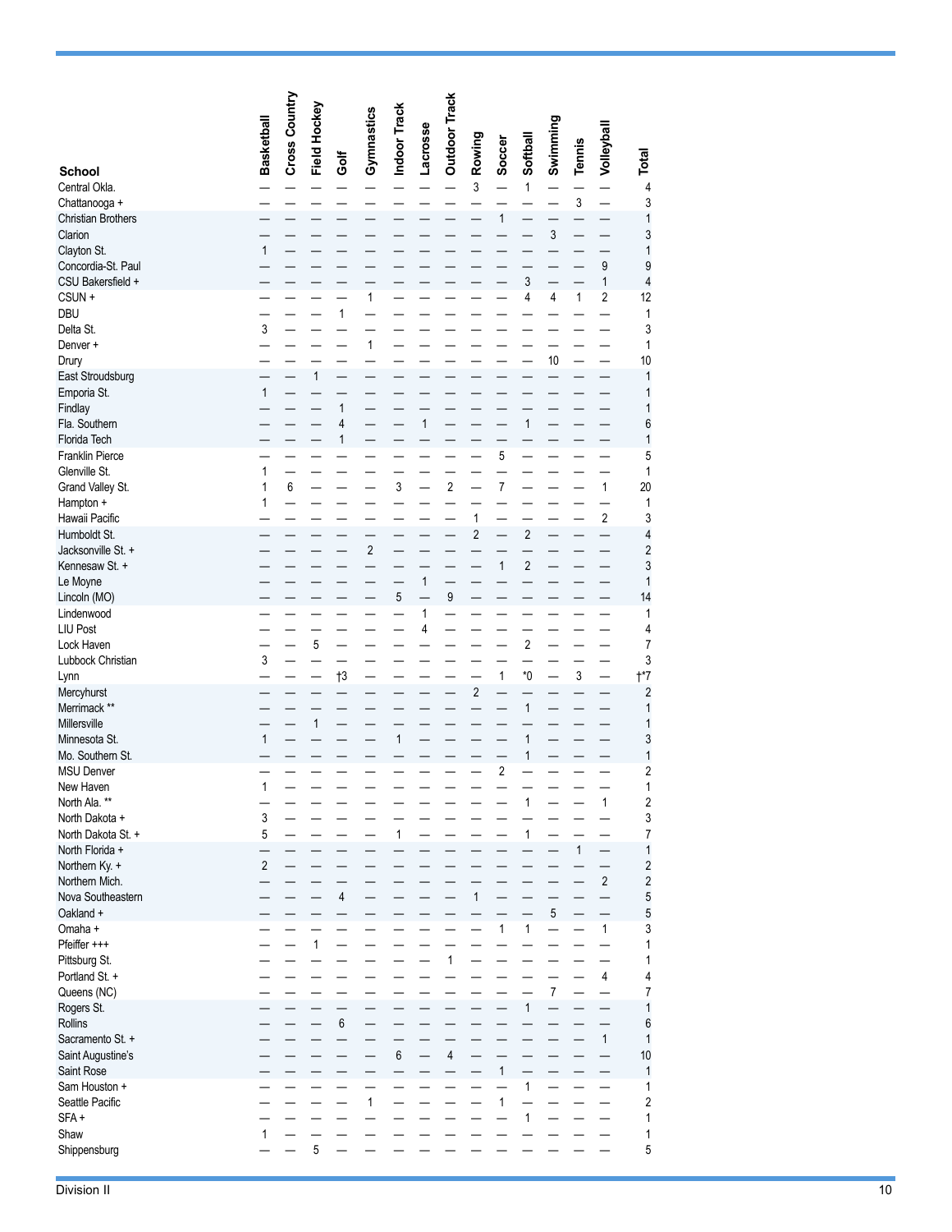| School | Basketball | Cross Country | Field Hockey | Golf | Gymnastics | Indoor Track | Lacrosse | Outdoor Track | Rowing | Soccer | Softball | Swimming | Tennis | Volleyball | Total |
|---|---|---|---|---|---|---|---|---|---|---|---|---|---|---|---|
| Central Okla. | — | — | — | — | — | — | — | — | 3 | — | 1 | — | — | — | 4 |
| Chattanooga + | — | — | — | — | — | — | — | — | — | — | — | — | 3 | — | 3 |
| Christian Brothers | — | — | — | — | — | — | — | — | — | 1 | — | — | — | — | 1 |
| Clarion | — | — | — | — | — | — | — | — | — | — | — | 3 | — | — | 3 |
| Clayton St. | 1 | — | — | — | — | — | — | — | — | — | — | — | — | — | 1 |
| Concordia-St. Paul | — | — | — | — | — | — | — | — | — | — | — | — | — | 9 | 9 |
| CSU Bakersfield + | — | — | — | — | — | — | — | — | — | — | 3 | — | — | 1 | 4 |
| CSUN + | — | — | — | — | 1 | — | — | — | — | — | 4 | 4 | 1 | 2 | 12 |
| DBU | — | — | — | 1 | — | — | — | — | — | — | — | — | — | — | 1 |
| Delta St. | 3 | — | — | — | — | — | — | — | — | — | — | — | — | — | 3 |
| Denver + | — | — | — | — | 1 | — | — | — | — | — | — | — | — | — | 1 |
| Drury | — | — | — | — | — | — | — | — | — | — | — | 10 | — | — | 10 |
| East Stroudsburg | — | — | 1 | — | — | — | — | — | — | — | — | — | — | — | 1 |
| Emporia St. | 1 | — | — | — | — | — | — | — | — | — | — | — | — | — | 1 |
| Findlay | — | — | — | 1 | — | — | — | — | — | — | — | — | — | — | 1 |
| Fla. Southern | — | — | — | 4 | — | — | 1 | — | — | — | 1 | — | — | — | 6 |
| Florida Tech | — | — | — | 1 | — | — | — | — | — | — | — | — | — | — | 1 |
| Franklin Pierce | — | — | — | — | — | — | — | — | — | 5 | — | — | — | — | 5 |
| Glenville St. | 1 | — | — | — | — | — | — | — | — | — | — | — | — | — | 1 |
| Grand Valley St. | 1 | 6 | — | — | — | 3 | — | 2 | — | 7 | — | — | — | 1 | 20 |
| Hampton + | 1 | — | — | — | — | — | — | — | — | — | — | — | — | — | 1 |
| Hawaii Pacific | — | — | — | — | — | — | — | — | 1 | — | — | — | — | 2 | 3 |
| Humboldt St. | — | — | — | — | — | — | — | — | 2 | — | 2 | — | — | — | 4 |
| Jacksonville St. + | — | — | — | — | 2 | — | — | — | — | — | — | — | — | — | 2 |
| Kennesaw St. + | — | — | — | — | — | — | — | — | — | 1 | 2 | — | — | — | 3 |
| Le Moyne | — | — | — | — | — | — | 1 | — | — | — | — | — | — | — | 1 |
| Lincoln (MO) | — | — | — | — | — | 5 | — | 9 | — | — | — | — | — | — | 14 |
| Lindenwood | — | — | — | — | — | — | 1 | — | — | — | — | — | — | — | 1 |
| LIU Post | — | — | — | — | — | — | 4 | — | — | — | — | — | — | — | 4 |
| Lock Haven | — | — | 5 | — | — | — | — | — | — | — | 2 | — | — | — | 7 |
| Lubbock Christian | 3 | — | — | — | — | — | — | — | — | — | — | — | — | — | 3 |
| Lynn | — | — | — | †3 | — | — | — | — | — | 1 | *0 | — | 3 | — | †*7 |
| Mercyhurst | — | — | — | — | — | — | — | — | 2 | — | — | — | — | — | 2 |
| Merrimack ** | — | — | — | — | — | — | — | — | — | — | 1 | — | — | — | 1 |
| Millersville | — | — | 1 | — | — | — | — | — | — | — | — | — | — | — | 1 |
| Minnesota St. | 1 | — | — | — | — | 1 | — | — | — | — | 1 | — | — | — | 3 |
| Mo. Southern St. | — | — | — | — | — | — | — | — | — | — | 1 | — | — | — | 1 |
| MSU Denver | — | — | — | — | — | — | — | — | — | 2 | — | — | — | — | 2 |
| New Haven | 1 | — | — | — | — | — | — | — | — | — | — | — | — | — | 1 |
| North Ala. ** | — | — | — | — | — | — | — | — | — | — | 1 | — | — | 1 | 2 |
| North Dakota + | 3 | — | — | — | — | — | — | — | — | — | — | — | — | — | 3 |
| North Dakota St. + | 5 | — | — | — | — | 1 | — | — | — | — | 1 | — | — | — | 7 |
| North Florida + | — | — | — | — | — | — | — | — | — | — | — | — | 1 | — | 1 |
| Northern Ky. + | 2 | — | — | — | — | — | — | — | — | — | — | — | — | — | 2 |
| Northern Mich. | — | — | — | — | — | — | — | — | — | — | — | — | — | 2 | 2 |
| Nova Southeastern | — | — | — | 4 | — | — | — | — | 1 | — | — | — | — | — | 5 |
| Oakland + | — | — | — | — | — | — | — | — | — | — | — | 5 | — | — | 5 |
| Omaha + | — | — | — | — | — | — | — | — | — | 1 | 1 | — | — | 1 | 3 |
| Pfeiffer +++ | — | — | 1 | — | — | — | — | — | — | — | — | — | — | — | 1 |
| Pittsburg St. | — | — | — | — | — | — | — | 1 | — | — | — | — | — | — | 1 |
| Portland St. + | — | — | — | — | — | — | — | — | — | — | — | — | — | 4 | 4 |
| Queens (NC) | — | — | — | — | — | — | — | — | — | — | — | 7 | — | — | 7 |
| Rogers St. | — | — | — | — | — | — | — | — | — | — | 1 | — | — | — | 1 |
| Rollins | — | — | — | 6 | — | — | — | — | — | — | — | — | — | — | 6 |
| Sacramento St. + | — | — | — | — | — | — | — | — | — | — | — | — | — | 1 | 1 |
| Saint Augustine's | — | — | — | — | — | 6 | — | 4 | — | — | — | — | — | — | 10 |
| Saint Rose | — | — | — | — | — | — | — | — | — | 1 | — | — | — | — | 1 |
| Sam Houston + | — | — | — | — | — | — | — | — | — | — | 1 | — | — | — | 1 |
| Seattle Pacific | — | — | — | — | 1 | — | — | — | — | 1 | — | — | — | — | 2 |
| SFA + | — | — | — | — | — | — | — | — | — | — | 1 | — | — | — | 1 |
| Shaw | 1 | — | — | — | — | — | — | — | — | — | — | — | — | — | 1 |
| Shippensburg | — | — | 5 | — | — | — | — | — | — | — | — | — | — | — | 5 |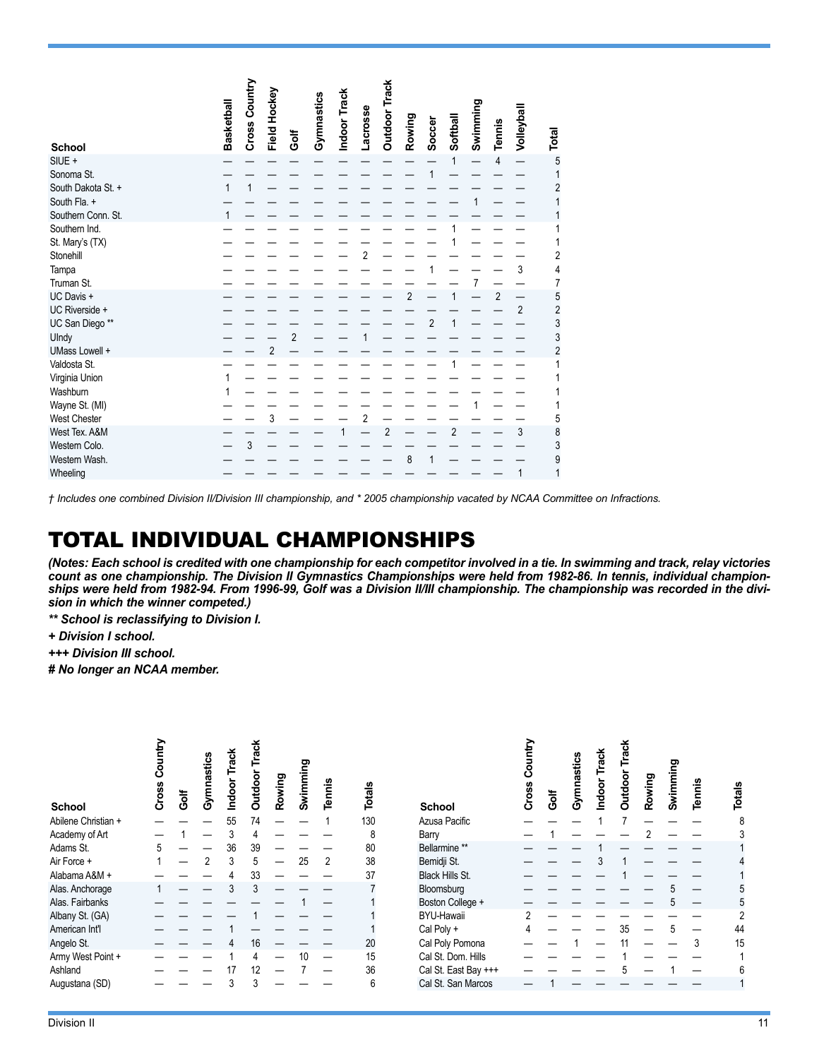| School | Basketball | Cross Country | Field Hockey | Golf | Gymnastics | Indoor Track | Lacrosse | Outdoor Track | Rowing | Soccer | Softball | Swimming | Tennis | Volleyball | Total |
|---|---|---|---|---|---|---|---|---|---|---|---|---|---|---|---|
| SIUE + | — | — | — | — | — | — | — | — | — | — | 1 | — | 4 | — | 5 |
| Sonoma St. | — | — | — | — | — | — | — | — | — | 1 | — | — | — | — | 1 |
| South Dakota St. + | 1 | 1 | — | — | — | — | — | — | — | — | — | — | — | — | 2 |
| South Fla. + | — | — | — | — | — | — | — | — | — | — | — | 1 | — | — | 1 |
| Southern Conn. St. | 1 | — | — | — | — | — | — | — | — | — | — | — | — | — | 1 |
| Southern Ind. | — | — | — | — | — | — | — | — | — | — | 1 | — | — | — | 1 |
| St. Mary's (TX) | — | — | — | — | — | — | — | — | — | — | 1 | — | — | — | 1 |
| Stonehill | — | — | — | — | — | — | 2 | — | — | — | — | — | — | — | 2 |
| Tampa | — | — | — | — | — | — | — | — | — | 1 | — | — | — | 3 | 4 |
| Truman St. | — | — | — | — | — | — | — | — | — | — | — | 7 | — | — | 7 |
| UC Davis + | — | — | — | — | — | — | — | — | 2 | — | 1 | — | 2 | — | 5 |
| UC Riverside + | — | — | — | — | — | — | — | — | — | — | — | — | — | 2 | 2 |
| UC San Diego ** | — | — | — | — | — | — | — | — | — | 2 | 1 | — | — | — | 3 |
| UIndy | — | — | — | 2 | — | — | 1 | — | — | — | — | — | — | — | 3 |
| UMass Lowell + | — | — | 2 | — | — | — | — | — | — | — | — | — | — | — | 2 |
| Valdosta St. | — | — | — | — | — | — | — | — | — | — | 1 | — | — | — | 1 |
| Virginia Union | 1 | — | — | — | — | — | — | — | — | — | — | — | — | — | 1 |
| Washburn | 1 | — | — | — | — | — | — | — | — | — | — | — | — | — | 1 |
| Wayne St. (MI) | — | — | — | — | — | — | — | — | — | — | — | 1 | — | — | 1 |
| West Chester | — | — | 3 | — | — | — | 2 | — | — | — | — | — | — | — | 5 |
| West Tex. A&M | — | — | — | — | — | 1 | — | 2 | — | — | 2 | — | — | 3 | 8 |
| Western Colo. | — | 3 | — | — | — | — | — | — | — | — | — | — | — | — | 3 |
| Western Wash. | — | — | — | — | — | — | — | — | 8 | 1 | — | — | — | — | 9 |
| Wheeling | — | — | — | — | — | — | — | — | — | — | — | — | — | 1 | 1 |

*† Includes one combined Division II/Division III championship, and * 2005 championship vacated by NCAA Committee on Infractions.*

# TOTAL INDIVIDUAL CHAMPIONSHIPS

***(Notes: Each school is credited with one championship for each competitor involved in a tie. In swimming and track, relay victories count as one championship. The Division II Gymnastics Championships were held from 1982-86. In tennis, individual championships were held from 1982-94. From 1996-99, Golf was a Division II/III championship. The championship was recorded in the division in which the winner competed.)***

***\*\* School is reclassifying to Division I.***

***+ Division I school.***

***+++ Division III school.***

***# No longer an NCAA member.***

| School | Cross Country | Golf | Gymnastics | Indoor Track | Outdoor Track | Rowing | Swimming | Tennis | Totals |
|---|---|---|---|---|---|---|---|---|---|
| Abilene Christian + | — | — | — | 55 | 74 | — | — | 1 | 130 |
| Academy of Art | — | 1 | — | 3 | 4 | — | — | — | 8 |
| Adams St. | 5 | — | — | 36 | 39 | — | — | — | 80 |
| Air Force + | 1 | — | 2 | 3 | 5 | — | 25 | 2 | 38 |
| Alabama A&M + | — | — | — | 4 | 33 | — | — | — | 37 |
| Alas. Anchorage | 1 | — | — | 3 | 3 | — | — | — | 7 |
| Alas. Fairbanks | — | — | — | — | — | — | 1 | — | 1 |
| Albany St. (GA) | — | — | — | — | 1 | — | — | — | 1 |
| American Int'l | — | — | — | 1 | — | — | — | — | 1 |
| Angelo St. | — | — | — | 4 | 16 | — | — | — | 20 |
| Army West Point + | — | — | — | 1 | 4 | — | 10 | — | 15 |
| Ashland | — | — | — | 17 | 12 | — | 7 | — | 36 |
| Augustana (SD) | — | — | — | 3 | 3 | — | — | — | 6 |
| Azusa Pacific | — | — | — | 1 | 7 | — | — | — | 8 |
| Barry | — | 1 | — | — | — | 2 | — | — | 3 |
| Bellarmine ** | — | — | — | 1 | — | — | — | — | 1 |
| Bemidji St. | — | — | — | 3 | 1 | — | — | — | 4 |
| Black Hills St. | — | — | — | — | 1 | — | — | — | 1 |
| Bloomsburg | — | — | — | — | — | — | 5 | — | 5 |
| Boston College + | — | — | — | — | — | — | 5 | — | 5 |
| BYU-Hawaii | 2 | — | — | — | — | — | — | — | 2 |
| Cal Poly + | 4 | — | — | — | 35 | — | 5 | — | 44 |
| Cal Poly Pomona | — | — | 1 | — | 11 | — | — | 3 | 15 |
| Cal St. Dom. Hills | — | — | — | — | 1 | — | — | — | 1 |
| Cal St. East Bay +++ | — | — | — | — | 5 | — | 1 | — | 6 |
| Cal St. San Marcos | — | 1 | — | — | — | — | — | — | 1 |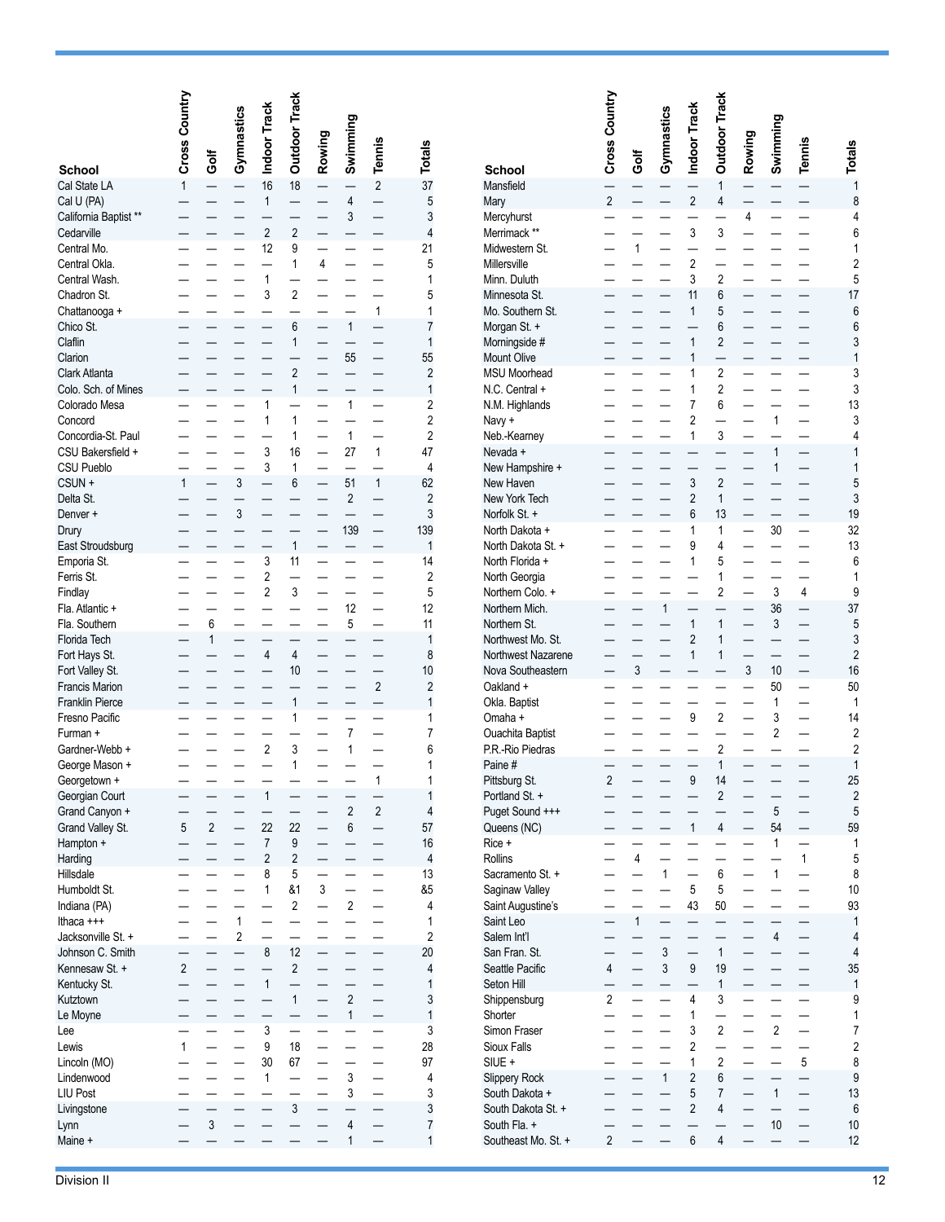| School | Cross Country | Golf | Gymnastics | Indoor Track | Outdoor Track | Rowing | Swimming | Tennis | Totals |
|---|---|---|---|---|---|---|---|---|---|
| Cal State LA | 1 | — | — | 16 | 18 | — | — | 2 | 37 |
| Cal U (PA) | — | — | — | 1 | — | — | 4 | — | 5 |
| California Baptist ** | — | — | — | — | — | — | 3 | — | 3 |
| Cedarville | — | — | — | 2 | 2 | — | — | — | 4 |
| Central Mo. | — | — | — | 12 | 9 | — | — | — | 21 |
| Central Okla. | — | — | — | — | 1 | 4 | — | — | 5 |
| Central Wash. | — | — | — | 1 | — | — | — | — | 1 |
| Chadron St. | — | — | — | 3 | 2 | — | — | — | 5 |
| Chattanooga + | — | — | — | — | — | — | — | 1 | 1 |
| Chico St. | — | — | — | — | 6 | — | 1 | — | 7 |
| Claflin | — | — | — | — | 1 | — | — | — | 1 |
| Clarion | — | — | — | — | — | — | 55 | — | 55 |
| Clark Atlanta | — | — | — | — | 2 | — | — | — | 2 |
| Colo. Sch. of Mines | — | — | — | — | 1 | — | — | — | 1 |
| Colorado Mesa | — | — | — | 1 | — | — | 1 | — | 2 |
| Concord | — | — | — | 1 | 1 | — | — | — | 2 |
| Concordia-St. Paul | — | — | — | — | 1 | — | 1 | — | 2 |
| CSU Bakersfield + | — | — | — | 3 | 16 | — | 27 | 1 | 47 |
| CSU Pueblo | — | — | — | 3 | 1 | — | — | — | 4 |
| CSUN + | 1 | — | 3 | — | 6 | — | 51 | 1 | 62 |
| Delta St. | — | — | — | — | — | — | 2 | — | 2 |
| Denver + | — | — | 3 | — | — | — | — | — | 3 |
| Drury | — | — | — | — | — | — | 139 | — | 139 |
| East Stroudsburg | — | — | — | — | 1 | — | — | — | 1 |
| Emporia St. | — | — | — | 3 | 11 | — | — | — | 14 |
| Ferris St. | — | — | — | 2 | — | — | — | — | 2 |
| Findlay | — | — | — | 2 | 3 | — | — | — | 5 |
| Fla. Atlantic + | — | — | — | — | — | — | 12 | — | 12 |
| Fla. Southern | — | 6 | — | — | — | — | 5 | — | 11 |
| Florida Tech | — | 1 | — | — | — | — | — | — | 1 |
| Fort Hays St. | — | — | — | 4 | 4 | — | — | — | 8 |
| Fort Valley St. | — | — | — | — | 10 | — | — | — | 10 |
| Francis Marion | — | — | — | — | — | — | — | 2 | 2 |
| Franklin Pierce | — | — | — | — | 1 | — | — | — | 1 |
| Fresno Pacific | — | — | — | — | 1 | — | — | — | 1 |
| Furman + | — | — | — | — | — | — | 7 | — | 7 |
| Gardner-Webb + | — | — | — | 2 | 3 | — | 1 | — | 6 |
| George Mason + | — | — | — | — | 1 | — | — | — | 1 |
| Georgetown + | — | — | — | — | — | — | — | 1 | 1 |
| Georgian Court | — | — | — | 1 | — | — | — | — | 1 |
| Grand Canyon + | — | — | — | — | — | — | 2 | 2 | 4 |
| Grand Valley St. | 5 | 2 | — | 22 | 22 | — | 6 | — | 57 |
| Hampton + | — | — | — | 7 | 9 | — | — | — | 16 |
| Harding | — | — | — | 2 | 2 | — | — | — | 4 |
| Hillsdale | — | — | — | 8 | 5 | — | — | — | 13 |
| Humboldt St. | — | — | — | 1 | &1 | 3 | — | — | &5 |
| Indiana (PA) | — | — | — | — | 2 | — | 2 | — | 4 |
| Ithaca +++ | — | — | 1 | — | — | — | — | — | 1 |
| Jacksonville St. + | — | — | 2 | — | — | — | — | — | 2 |
| Johnson C. Smith | — | — | — | 8 | 12 | — | — | — | 20 |
| Kennesaw St. + | 2 | — | — | — | 2 | — | — | — | 4 |
| Kentucky St. | — | — | — | 1 | — | — | — | — | 1 |
| Kutztown | — | — | — | — | 1 | — | 2 | — | 3 |
| Le Moyne | — | — | — | — | — | — | 1 | — | 1 |
| Lee | — | — | — | 3 | — | — | — | — | 3 |
| Lewis | 1 | — | — | 9 | 18 | — | — | — | 28 |
| Lincoln (MO) | — | — | — | 30 | 67 | — | — | — | 97 |
| Lindenwood | — | — | — | 1 | — | — | 3 | — | 4 |
| LIU Post | — | — | — | — | — | — | 3 | — | 3 |
| Livingstone | — | — | — | — | 3 | — | — | — | 3 |
| Lynn | — | 3 | — | — | — | — | 4 | — | 7 |
| Maine + | — | — | — | — | — | — | 1 | — | 1 |
| Mansfield | — | — | — | — | 1 | — | — | — | 1 |
| Mary | 2 | — | — | 2 | 4 | — | — | — | 8 |
| Mercyhurst | — | — | — | — | — | 4 | — | — | 4 |
| Merrimack ** | — | — | — | 3 | 3 | — | — | — | 6 |
| Midwestern St. | — | 1 | — | — | — | — | — | — | 1 |
| Millersville | — | — | — | 2 | — | — | — | — | 2 |
| Minn. Duluth | — | — | — | 3 | 2 | — | — | — | 5 |
| Minnesota St. | — | — | — | 11 | 6 | — | — | — | 17 |
| Mo. Southern St. | — | — | — | 1 | 5 | — | — | — | 6 |
| Morgan St. + | — | — | — | — | 6 | — | — | — | 6 |
| Morningside # | — | — | — | 1 | 2 | — | — | — | 3 |
| Mount Olive | — | — | — | 1 | — | — | — | — | 1 |
| MSU Moorhead | — | — | — | 1 | 2 | — | — | — | 3 |
| N.C. Central + | — | — | — | 1 | 2 | — | — | — | 3 |
| N.M. Highlands | — | — | — | 7 | 6 | — | — | — | 13 |
| Navy + | — | — | — | 2 | — | — | 1 | — | 3 |
| Neb.-Kearney | — | — | — | 1 | 3 | — | — | — | 4 |
| Nevada + | — | — | — | — | — | — | 1 | — | 1 |
| New Hampshire + | — | — | — | — | — | — | 1 | — | 1 |
| New Haven | — | — | — | 3 | 2 | — | — | — | 5 |
| New York Tech | — | — | — | 2 | 1 | — | — | — | 3 |
| Norfolk St. + | — | — | — | 6 | 13 | — | — | — | 19 |
| North Dakota + | — | — | — | 1 | 1 | — | 30 | — | 32 |
| North Dakota St. + | — | — | — | 9 | 4 | — | — | — | 13 |
| North Florida + | — | — | — | 1 | 5 | — | — | — | 6 |
| North Georgia | — | — | — | — | 1 | — | — | — | 1 |
| Northern Colo. + | — | — | — | — | 2 | — | 3 | 4 | 9 |
| Northern Mich. | — | — | 1 | — | — | — | 36 | — | 37 |
| Northern St. | — | — | — | 1 | 1 | — | 3 | — | 5 |
| Northwest Mo. St. | — | — | — | 2 | 1 | — | — | — | 3 |
| Northwest Nazarene | — | — | — | 1 | 1 | — | — | — | 2 |
| Nova Southeastern | — | 3 | — | — | — | 3 | 10 | — | 16 |
| Oakland + | — | — | — | — | — | — | 50 | — | 50 |
| Okla. Baptist | — | — | — | — | — | — | 1 | — | 1 |
| Omaha + | — | — | — | 9 | 2 | — | 3 | — | 14 |
| Ouachita Baptist | — | — | — | — | — | — | 2 | — | 2 |
| P.R.-Rio Piedras | — | — | — | — | 2 | — | — | — | 2 |
| Paine # | — | — | — | — | 1 | — | — | — | 1 |
| Pittsburg St. | 2 | — | — | 9 | 14 | — | — | — | 25 |
| Portland St. + | — | — | — | — | 2 | — | — | — | 2 |
| Puget Sound +++ | — | — | — | — | — | — | 5 | — | 5 |
| Queens (NC) | — | — | — | 1 | 4 | — | 54 | — | 59 |
| Rice + | — | — | — | — | — | — | 1 | — | 1 |
| Rollins | — | 4 | — | — | — | — | — | 1 | 5 |
| Sacramento St. + | — | — | 1 | — | 6 | — | 1 | — | 8 |
| Saginaw Valley | — | — | — | 5 | 5 | — | — | — | 10 |
| Saint Augustine's | — | — | — | 43 | 50 | — | — | — | 93 |
| Saint Leo | — | 1 | — | — | — | — | — | — | 1 |
| Salem Int'l | — | — | — | — | — | — | 4 | — | 4 |
| San Fran. St. | — | — | 3 | — | 1 | — | — | — | 4 |
| Seattle Pacific | 4 | — | 3 | 9 | 19 | — | — | — | 35 |
| Seton Hill | — | — | — | — | 1 | — | — | — | 1 |
| Shippensburg | 2 | — | — | 4 | 3 | — | — | — | 9 |
| Shorter | — | — | — | 1 | — | — | — | — | 1 |
| Simon Fraser | — | — | — | 3 | 2 | — | 2 | — | 7 |
| Sioux Falls | — | — | — | 2 | — | — | — | — | 2 |
| SIUE + | — | — | — | 1 | 2 | — | — | 5 | 8 |
| Slippery Rock | — | — | 1 | 2 | 6 | — | — | — | 9 |
| South Dakota + | — | — | — | 5 | 7 | — | 1 | — | 13 |
| South Dakota St. + | — | — | — | 2 | 4 | — | — | — | 6 |
| South Fla. + | — | — | — | — | — | — | 10 | — | 10 |
| Southeast Mo. St. + | 2 | — | — | 6 | 4 | — | — | — | 12 |

Division II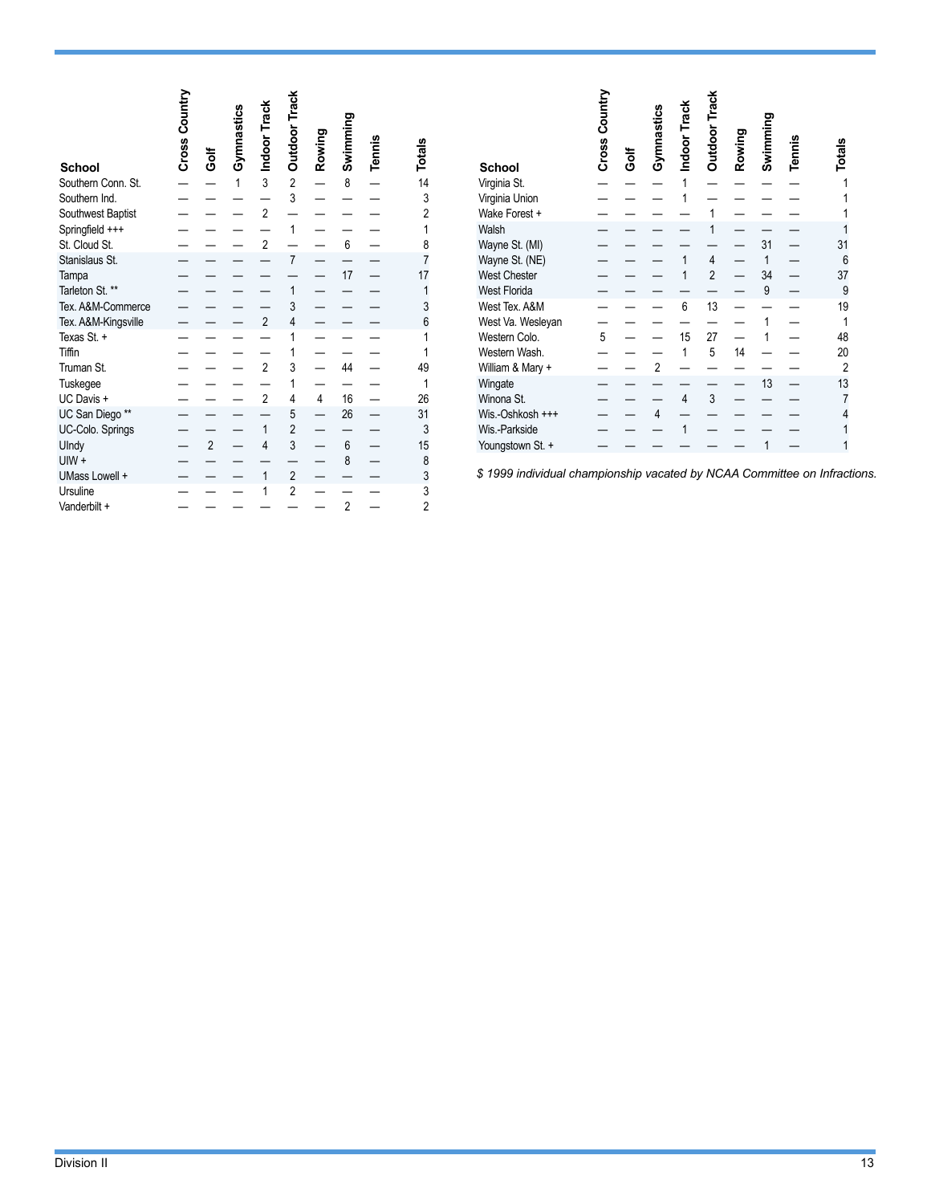| School | Cross Country | Golf | Gymnastics | Indoor Track | Outdoor Track | Rowing | Swimming | Tennis | Totals |
|---|---|---|---|---|---|---|---|---|---|
| Southern Conn. St. | — | — | 1 | 3 | 2 | — | 8 | — | 14 |
| Southern Ind. | — | — | — | — | 3 | — | — | — | 3 |
| Southwest Baptist | — | — | — | 2 | — | — | — | — | 2 |
| Springfield +++ | — | — | — | — | 1 | — | — | — | 1 |
| St. Cloud St. | — | — | — | 2 | — | — | 6 | — | 8 |
| Stanislaus St. | — | — | — | — | 7 | — | — | — | 7 |
| Tampa | — | — | — | — | — | — | 17 | — | 17 |
| Tarleton St. ** | — | — | — | — | 1 | — | — | — | 1 |
| Tex. A&M-Commerce | — | — | — | — | 3 | — | — | — | 3 |
| Tex. A&M-Kingsville | — | — | — | 2 | 4 | — | — | — | 6 |
| Texas St. + | — | — | — | — | 1 | — | — | — | 1 |
| Tiffin | — | — | — | — | 1 | — | — | — | 1 |
| Truman St. | — | — | — | 2 | 3 | — | 44 | — | 49 |
| Tuskegee | — | — | — | — | 1 | — | — | — | 1 |
| UC Davis + | — | — | — | 2 | 4 | 4 | 16 | — | 26 |
| UC San Diego ** | — | — | — | — | 5 | — | 26 | — | 31 |
| UC-Colo. Springs | — | — | — | 1 | 2 | — | — | — | 3 |
| UIndy | — | 2 | — | 4 | 3 | — | 6 | — | 15 |
| UIW + | — | — | — | — | — | — | 8 | — | 8 |
| UMass Lowell + | — | — | — | 1 | 2 | — | — | — | 3 |
| Ursuline | — | — | — | 1 | 2 | — | — | — | 3 |
| Vanderbilt + | — | — | — | — | — | — | 2 | — | 2 |
| Virginia St. | — | — | — | 1 | — | — | — | — | 1 |
| Virginia Union | — | — | — | 1 | — | — | — | — | 1 |
| Wake Forest + | — | — | — | — | 1 | — | — | — | 1 |
| Walsh | — | — | — | — | 1 | — | — | — | 1 |
| Wayne St. (MI) | — | — | — | — | — | — | 31 | — | 31 |
| Wayne St. (NE) | — | — | — | 1 | 4 | — | 1 | — | 6 |
| West Chester | — | — | — | 1 | 2 | — | 34 | — | 37 |
| West Florida | — | — | — | — | — | — | 9 | — | 9 |
| West Tex. A&M | — | — | — | 6 | 13 | — | — | — | 19 |
| West Va. Wesleyan | — | — | — | — | — | — | 1 | — | 1 |
| Western Colo. | 5 | — | — | 15 | 27 | — | 1 | — | 48 |
| Western Wash. | — | — | — | 1 | 5 | 14 | — | — | 20 |
| William & Mary + | — | — | 2 | — | — | — | — | — | 2 |
| Wingate | — | — | — | — | — | — | 13 | — | 13 |
| Winona St. | — | — | — | 4 | 3 | — | — | — | 7 |
| Wis.-Oshkosh +++ | — | — | 4 | — | — | — | — | — | 4 |
| Wis.-Parkside | — | — | — | 1 | — | — | — | — | 1 |
| Youngstown St. + | — | — | — | — | — | — | 1 | — | 1 |

*$ 1999 individual championship vacated by NCAA Committee on Infractions.*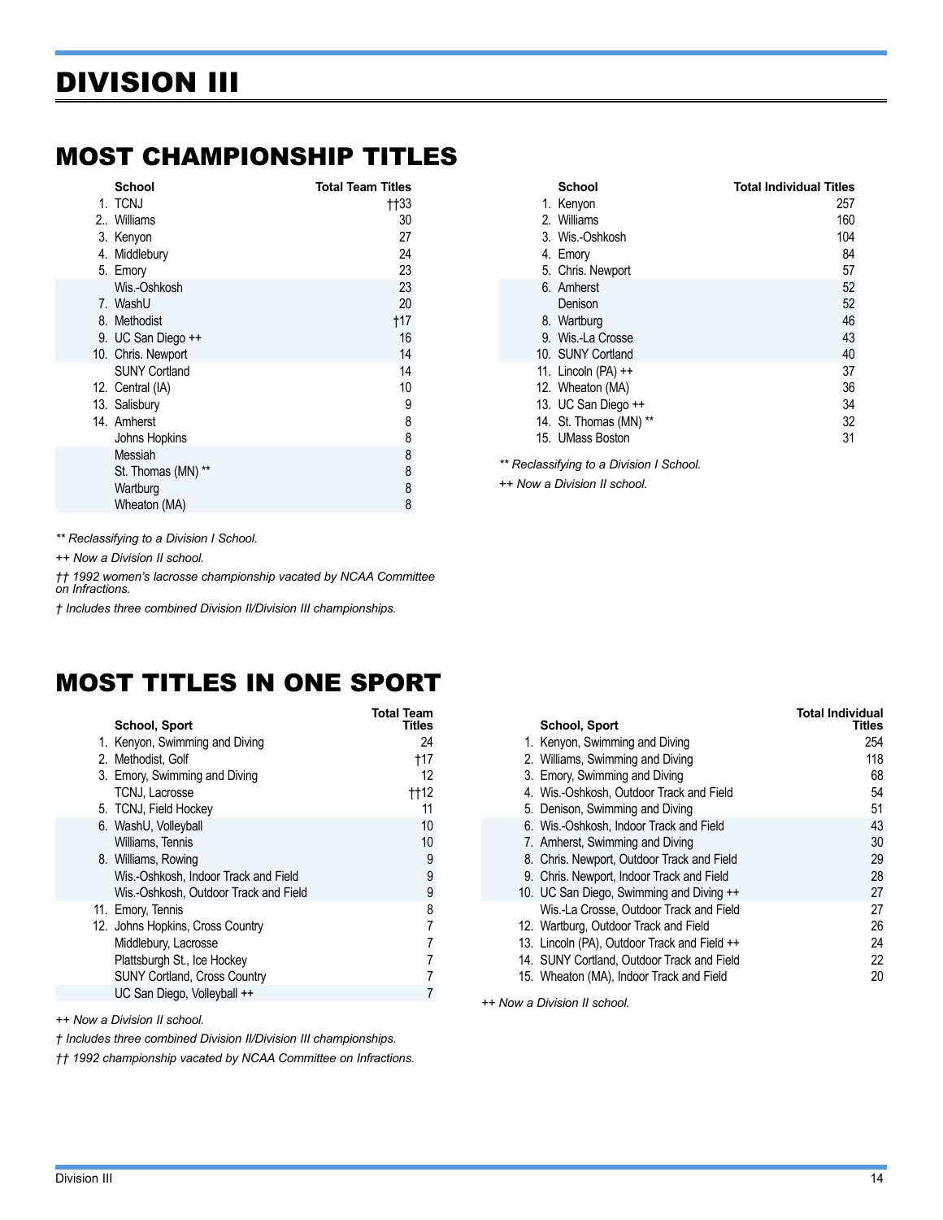# DIVISION III

## MOST CHAMPIONSHIP TITLES

| | School | Total Team Titles |
|---|---|---|
| 1. | TCNJ | ††33 |
| 2.. | Williams | 30 |
| 3. | Kenyon | 27 |
| 4. | Middlebury | 24 |
| 5. | Emory | 23 |
| | Wis.-Oshkosh | 23 |
| 7. | WashU | 20 |
| 8. | Methodist | †17 |
| 9. | UC San Diego ++ | 16 |
| 10. | Chris. Newport | 14 |
| | SUNY Cortland | 14 |
| 12. | Central (IA) | 10 |
| 13. | Salisbury | 9 |
| 14. | Amherst | 8 |
| | Johns Hopkins | 8 |
| | Messiah | 8 |
| | St. Thomas (MN) ** | 8 |
| | Wartburg | 8 |
| | Wheaton (MA) | 8 |

*** Reclassifying to a Division I School.*

*++ Now a Division II school.*

*†† 1992 women's lacrosse championship vacated by NCAA Committee on Infractions.*

*† Includes three combined Division II/Division III championships.*

| | School | Total Individual Titles |
|---|---|---|
| 1. | Kenyon | 257 |
| 2. | Williams | 160 |
| 3. | Wis.-Oshkosh | 104 |
| 4. | Emory | 84 |
| 5. | Chris. Newport | 57 |
| 6. | Amherst | 52 |
| | Denison | 52 |
| 8. | Wartburg | 46 |
| 9. | Wis.-La Crosse | 43 |
| 10. | SUNY Cortland | 40 |
| 11. | Lincoln (PA) ++ | 37 |
| 12. | Wheaton (MA) | 36 |
| 13. | UC San Diego ++ | 34 |
| 14. | St. Thomas (MN) ** | 32 |
| 15. | UMass Boston | 31 |

*** Reclassifying to a Division I School.*

*++ Now a Division II school.*

## MOST TITLES IN ONE SPORT

| | School, Sport | Total Team Titles |
|---|---|---|
| 1. | Kenyon, Swimming and Diving | 24 |
| 2. | Methodist, Golf | †17 |
| 3. | Emory, Swimming and Diving | 12 |
| | TCNJ, Lacrosse | ††12 |
| 5. | TCNJ, Field Hockey | 11 |
| 6. | WashU, Volleyball | 10 |
| | Williams, Tennis | 10 |
| 8. | Williams, Rowing | 9 |
| | Wis.-Oshkosh, Indoor Track and Field | 9 |
| | Wis.-Oshkosh, Outdoor Track and Field | 9 |
| 11. | Emory, Tennis | 8 |
| 12. | Johns Hopkins, Cross Country | 7 |
| | Middlebury, Lacrosse | 7 |
| | Plattsburgh St., Ice Hockey | 7 |
| | SUNY Cortland, Cross Country | 7 |
| | UC San Diego, Volleyball ++ | 7 |

*++ Now a Division II school.*

*† Includes three combined Division II/Division III championships.*

*†† 1992 championship vacated by NCAA Committee on Infractions.*

| | School, Sport | Total Individual Titles |
|---|---|---|
| 1. | Kenyon, Swimming and Diving | 254 |
| 2. | Williams, Swimming and Diving | 118 |
| 3. | Emory, Swimming and Diving | 68 |
| 4. | Wis.-Oshkosh, Outdoor Track and Field | 54 |
| 5. | Denison, Swimming and Diving | 51 |
| 6. | Wis.-Oshkosh, Indoor Track and Field | 43 |
| 7. | Amherst, Swimming and Diving | 30 |
| 8. | Chris. Newport, Outdoor Track and Field | 29 |
| 9. | Chris. Newport, Indoor Track and Field | 28 |
| 10. | UC San Diego, Swimming and Diving ++ | 27 |
| | Wis.-La Crosse, Outdoor Track and Field | 27 |
| 12. | Wartburg, Outdoor Track and Field | 26 |
| 13. | Lincoln (PA), Outdoor Track and Field ++ | 24 |
| 14. | SUNY Cortland, Outdoor Track and Field | 22 |
| 15. | Wheaton (MA), Indoor Track and Field | 20 |

*++ Now a Division II school.*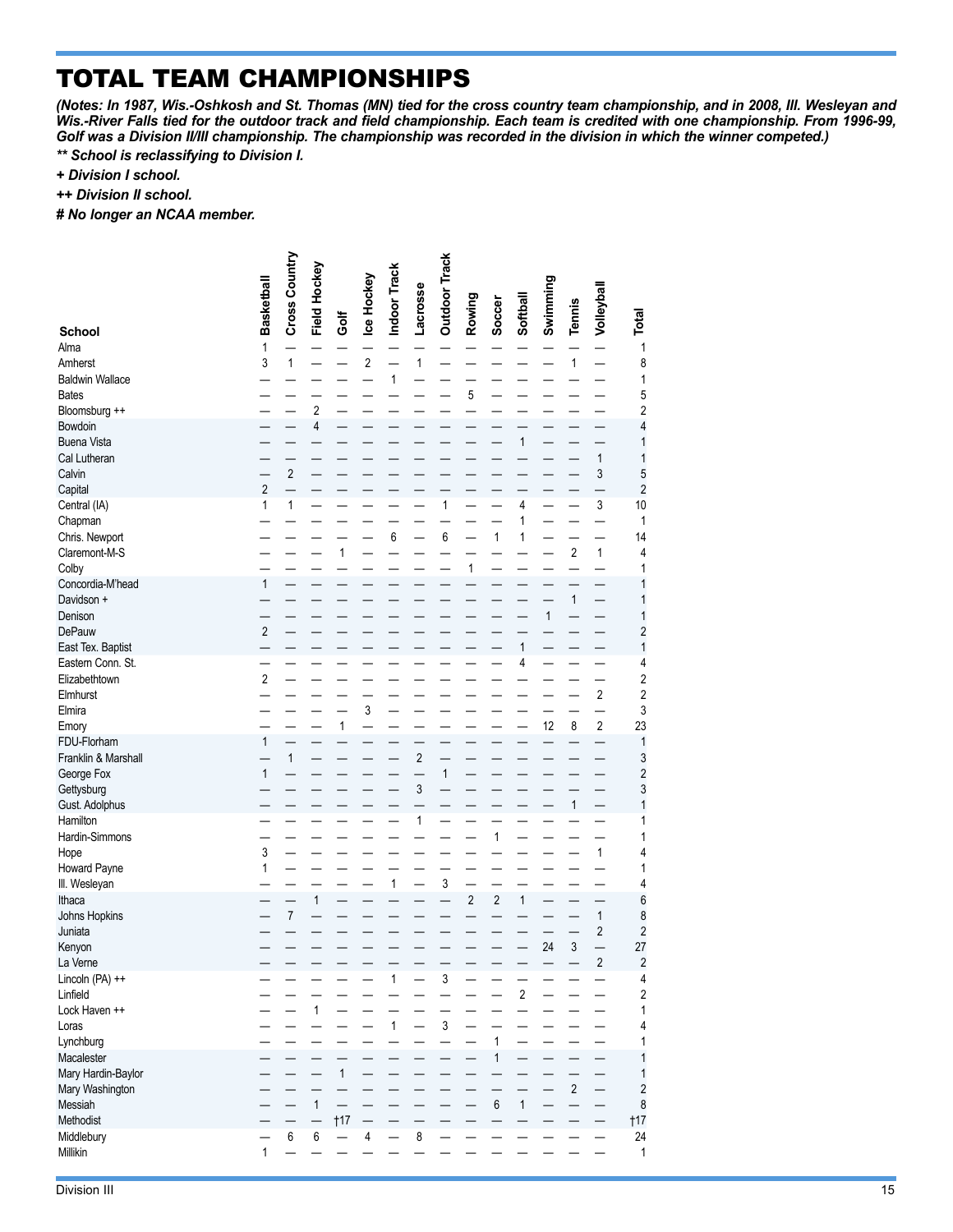# TOTAL TEAM CHAMPIONSHIPS

***(Notes: In 1987, Wis.-Oshkosh and St. Thomas (MN) tied for the cross country team championship, and in 2008, Ill. Wesleyan and Wis.-River Falls tied for the outdoor track and field championship. Each team is credited with one championship. From 1996-99, Golf was a Division II/III championship. The championship was recorded in the division in which the winner competed.)***

***** School is reclassifying to Division I.***

***+ Division I school.***

***++ Division II school.***

***# No longer an NCAA member.***

| School | Basketball | Cross Country | Field Hockey | Golf | Ice Hockey | Indoor Track | Lacrosse | Outdoor Track | Rowing | Soccer | Softball | Swimming | Tennis | Volleyball | Total |
|---|---|---|---|---|---|---|---|---|---|---|---|---|---|---|---|
| Alma | 1 | — | — | — | — | — | — | — | — | — | — | — | — | — | 1 |
| Amherst | 3 | 1 | — | — | 2 | — | 1 | — | — | — | — | — | 1 | — | 8 |
| Baldwin Wallace | — | — | — | — | — | 1 | — | — | — | — | — | — | — | — | 1 |
| Bates | — | — | — | — | — | — | — | — | 5 | — | — | — | — | — | 5 |
| Bloomsburg ++ | — | — | 2 | — | — | — | — | — | — | — | — | — | — | — | 2 |
| Bowdoin | — | — | 4 | — | — | — | — | — | — | — | — | — | — | — | 4 |
| Buena Vista | — | — | — | — | — | — | — | — | — | — | 1 | — | — | — | 1 |
| Cal Lutheran | — | — | — | — | — | — | — | — | — | — | — | — | — | 1 | 1 |
| Calvin | — | 2 | — | — | — | — | — | — | — | — | — | — | — | 3 | 5 |
| Capital | 2 | — | — | — | — | — | — | — | — | — | — | — | — | — | 2 |
| Central (IA) | 1 | 1 | — | — | — | — | — | 1 | — | — | 4 | — | — | 3 | 10 |
| Chapman | — | — | — | — | — | — | — | — | — | — | 1 | — | — | — | 1 |
| Chris. Newport | — | — | — | — | — | 6 | — | 6 | — | 1 | 1 | — | — | — | 14 |
| Claremont-M-S | — | — | — | 1 | — | — | — | — | — | — | — | — | 2 | 1 | 4 |
| Colby | — | — | — | — | — | — | — | — | 1 | — | — | — | — | — | 1 |
| Concordia-M'head | 1 | — | — | — | — | — | — | — | — | — | — | — | — | — | 1 |
| Davidson + | — | — | — | — | — | — | — | — | — | — | — | — | 1 | — | 1 |
| Denison | — | — | — | — | — | — | — | — | — | — | — | 1 | — | — | 1 |
| DePauw | 2 | — | — | — | — | — | — | — | — | — | — | — | — | — | 2 |
| East Tex. Baptist | — | — | — | — | — | — | — | — | — | — | 1 | — | — | — | 1 |
| Eastern Conn. St. | — | — | — | — | — | — | — | — | — | — | 4 | — | — | — | 4 |
| Elizabethtown | 2 | — | — | — | — | — | — | — | — | — | — | — | — | — | 2 |
| Elmhurst | — | — | — | — | — | — | — | — | — | — | — | — | — | 2 | 2 |
| Elmira | — | — | — | — | 3 | — | — | — | — | — | — | — | — | — | 3 |
| Emory | — | — | — | 1 | — | — | — | — | — | — | — | 12 | 8 | 2 | 23 |
| FDU-Florham | 1 | — | — | — | — | — | — | — | — | — | — | — | — | — | 1 |
| Franklin & Marshall | — | 1 | — | — | — | — | 2 | — | — | — | — | — | — | — | 3 |
| George Fox | 1 | — | — | — | — | — | — | 1 | — | — | — | — | — | — | 2 |
| Gettysburg | — | — | — | — | — | — | 3 | — | — | — | — | — | — | — | 3 |
| Gust. Adolphus | — | — | — | — | — | — | — | — | — | — | — | — | 1 | — | 1 |
| Hamilton | — | — | — | — | — | — | 1 | — | — | — | — | — | — | — | 1 |
| Hardin-Simmons | — | — | — | — | — | — | — | — | — | 1 | — | — | — | — | 1 |
| Hope | 3 | — | — | — | — | — | — | — | — | — | — | — | — | 1 | 4 |
| Howard Payne | 1 | — | — | — | — | — | — | — | — | — | — | — | — | — | 1 |
| Ill. Wesleyan | — | — | — | — | — | 1 | — | 3 | — | — | — | — | — | — | 4 |
| Ithaca | — | — | 1 | — | — | — | — | — | 2 | 2 | 1 | — | — | — | 6 |
| Johns Hopkins | — | 7 | — | — | — | — | — | — | — | — | — | — | — | 1 | 8 |
| Juniata | — | — | — | — | — | — | — | — | — | — | — | — | — | 2 | 2 |
| Kenyon | — | — | — | — | — | — | — | — | — | — | — | 24 | 3 | — | 27 |
| La Verne | — | — | — | — | — | — | — | — | — | — | — | — | — | 2 | 2 |
| Lincoln (PA) ++ | — | — | — | — | — | 1 | — | 3 | — | — | — | — | — | — | 4 |
| Linfield | — | — | — | — | — | — | — | — | — | — | 2 | — | — | — | 2 |
| Lock Haven ++ | — | — | 1 | — | — | — | — | — | — | — | — | — | — | — | 1 |
| Loras | — | — | — | — | — | 1 | — | 3 | — | — | — | — | — | — | 4 |
| Lynchburg | — | — | — | — | — | — | — | — | — | 1 | — | — | — | — | 1 |
| Macalester | — | — | — | — | — | — | — | — | — | 1 | — | — | — | — | 1 |
| Mary Hardin-Baylor | — | — | — | 1 | — | — | — | — | — | — | — | — | — | — | 1 |
| Mary Washington | — | — | — | — | — | — | — | — | — | — | — | — | 2 | — | 2 |
| Messiah | — | — | 1 | — | — | — | — | — | — | 6 | 1 | — | — | — | 8 |
| Methodist | — | — | — | †17 | — | — | — | — | — | — | — | — | — | — | †17 |
| Middlebury | — | 6 | 6 | — | 4 | — | 8 | — | — | — | — | — | — | — | 24 |
| Millikin | 1 | — | — | — | — | — | — | — | — | — | — | — | — | — | 1 |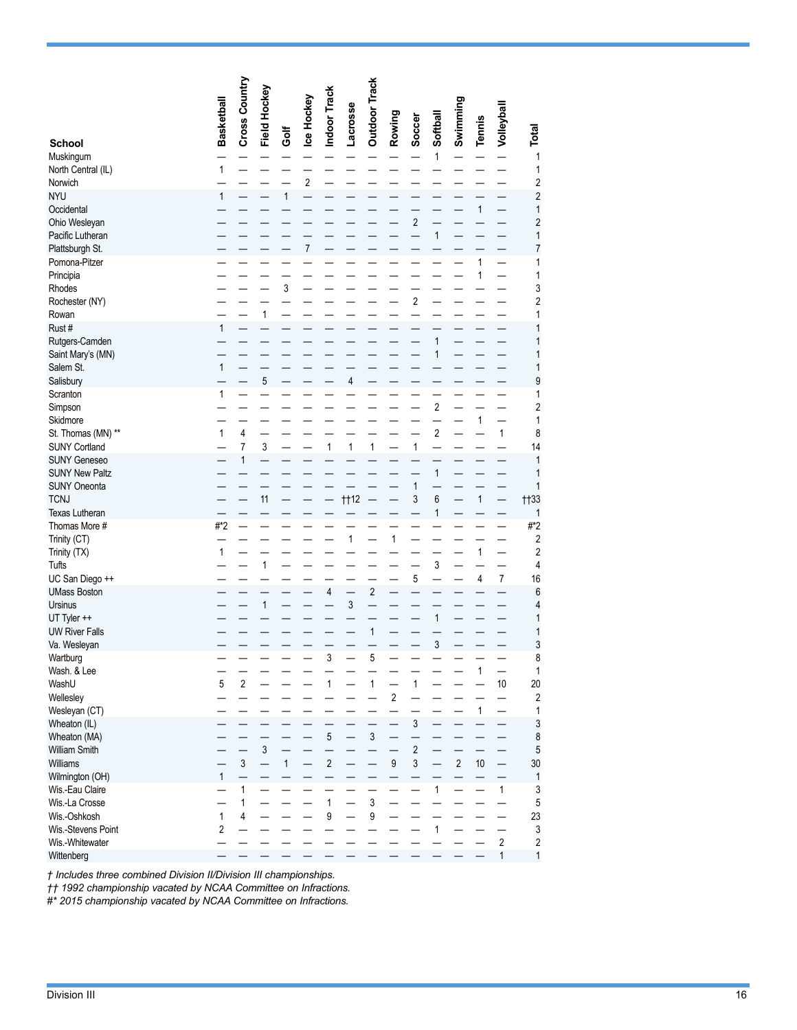| School | Basketball | Cross Country | Field Hockey | Golf | Ice Hockey | Indoor Track | Lacrosse | Outdoor Track | Rowing | Soccer | Softball | Swimming | Tennis | Volleyball | Total |
|---|---|---|---|---|---|---|---|---|---|---|---|---|---|---|---|
| Muskingum | — | — | — | — | — | — | — | — | — | — | 1 | — | — | — | 1 |
| North Central (IL) | 1 | — | — | — | — | — | — | — | — | — | — | — | — | — | 1 |
| Norwich | — | — | — | — | 2 | — | — | — | — | — | — | — | — | — | 2 |
| NYU | 1 | — | — | 1 | — | — | — | — | — | — | — | — | — | — | 2 |
| Occidental | — | — | — | — | — | — | — | — | — | — | — | — | 1 | — | 1 |
| Ohio Wesleyan | — | — | — | — | — | — | — | — | — | 2 | — | — | — | — | 2 |
| Pacific Lutheran | — | — | — | — | — | — | — | — | — | — | 1 | — | — | — | 1 |
| Plattsburgh St. | — | — | — | — | 7 | — | — | — | — | — | — | — | — | — | 7 |
| Pomona-Pitzer | — | — | — | — | — | — | — | — | — | — | — | — | 1 | — | 1 |
| Principia | — | — | — | — | — | — | — | — | — | — | — | — | 1 | — | 1 |
| Rhodes | — | — | — | 3 | — | — | — | — | — | — | — | — | — | — | 3 |
| Rochester (NY) | — | — | — | — | — | — | — | — | — | 2 | — | — | — | — | 2 |
| Rowan | — | — | 1 | — | — | — | — | — | — | — | — | — | — | — | 1 |
| Rust # | 1 | — | — | — | — | — | — | — | — | — | — | — | — | — | 1 |
| Rutgers-Camden | — | — | — | — | — | — | — | — | — | — | 1 | — | — | — | 1 |
| Saint Mary's (MN) | — | — | — | — | — | — | — | — | — | — | 1 | — | — | — | 1 |
| Salem St. | 1 | — | — | — | — | — | — | — | — | — | — | — | — | — | 1 |
| Salisbury | — | — | 5 | — | — | — | 4 | — | — | — | — | — | — | — | 9 |
| Scranton | 1 | — | — | — | — | — | — | — | — | — | — | — | — | — | 1 |
| Simpson | — | — | — | — | — | — | — | — | — | — | 2 | — | — | — | 2 |
| Skidmore | — | — | — | — | — | — | — | — | — | — | — | — | 1 | — | 1 |
| St. Thomas (MN) ** | 1 | 4 | — | — | — | — | — | — | — | — | 2 | — | — | 1 | 8 |
| SUNY Cortland | — | 7 | 3 | — | — | 1 | 1 | 1 | — | 1 | — | — | — | — | 14 |
| SUNY Geneseo | — | 1 | — | — | — | — | — | — | — | — | — | — | — | — | 1 |
| SUNY New Paltz | — | — | — | — | — | — | — | — | — | — | 1 | — | — | — | 1 |
| SUNY Oneonta | — | — | — | — | — | — | — | — | — | 1 | — | — | — | — | 1 |
| TCNJ | — | — | 11 | — | — | — | ††12 | — | — | 3 | 6 | — | 1 | — | ††33 |
| Texas Lutheran | — | — | — | — | — | — | — | — | — | — | 1 | — | — | — | 1 |
| Thomas More # | #*2 | — | — | — | — | — | — | — | — | — | — | — | — | — | #*2 |
| Trinity (CT) | — | — | — | — | — | — | 1 | — | 1 | — | — | — | — | — | 2 |
| Trinity (TX) | 1 | — | — | — | — | — | — | — | — | — | — | — | 1 | — | 2 |
| Tufts | — | — | 1 | — | — | — | — | — | — | — | 3 | — | — | — | 4 |
| UC San Diego ++ | — | — | — | — | — | — | — | — | — | 5 | — | — | 4 | 7 | 16 |
| UMass Boston | — | — | — | — | — | 4 | — | 2 | — | — | — | — | — | — | 6 |
| Ursinus | — | — | 1 | — | — | — | 3 | — | — | — | — | — | — | — | 4 |
| UT Tyler ++ | — | — | — | — | — | — | — | — | — | — | 1 | — | — | — | 1 |
| UW River Falls | — | — | — | — | — | — | — | 1 | — | — | — | — | — | — | 1 |
| Va. Wesleyan | — | — | — | — | — | — | — | — | — | — | 3 | — | — | — | 3 |
| Wartburg | — | — | — | — | — | 3 | — | 5 | — | — | — | — | — | — | 8 |
| Wash. & Lee | — | — | — | — | — | — | — | — | — | — | — | — | 1 | — | 1 |
| WashU | 5 | 2 | — | — | — | 1 | — | 1 | — | 1 | — | — | — | 10 | 20 |
| Wellesley | — | — | — | — | — | — | — | — | 2 | — | — | — | — | — | 2 |
| Wesleyan (CT) | — | — | — | — | — | — | — | — | — | — | — | — | 1 | — | 1 |
| Wheaton (IL) | — | — | — | — | — | — | — | — | — | 3 | — | — | — | — | 3 |
| Wheaton (MA) | — | — | — | — | — | 5 | — | 3 | — | — | — | — | — | — | 8 |
| William Smith | — | — | 3 | — | — | — | — | — | — | 2 | — | — | — | — | 5 |
| Williams | — | 3 | — | 1 | — | 2 | — | — | 9 | 3 | — | 2 | 10 | — | 30 |
| Wilmington (OH) | 1 | — | — | — | — | — | — | — | — | — | — | — | — | — | 1 |
| Wis.-Eau Claire | — | 1 | — | — | — | — | — | — | — | — | 1 | — | — | 1 | 3 |
| Wis.-La Crosse | — | 1 | — | — | — | 1 | — | 3 | — | — | — | — | — | — | 5 |
| Wis.-Oshkosh | 1 | 4 | — | — | — | 9 | — | 9 | — | — | — | — | — | — | 23 |
| Wis.-Stevens Point | 2 | — | — | — | — | — | — | — | — | — | 1 | — | — | — | 3 |
| Wis.-Whitewater | — | — | — | — | — | — | — | — | — | — | — | — | — | 2 | 2 |
| Wittenberg | — | — | — | — | — | — | — | — | — | — | — | — | — | 1 | 1 |

*† Includes three combined Division II/Division III championships.*

*†† 1992 championship vacated by NCAA Committee on Infractions.*

*#* 2015 championship vacated by NCAA Committee on Infractions.*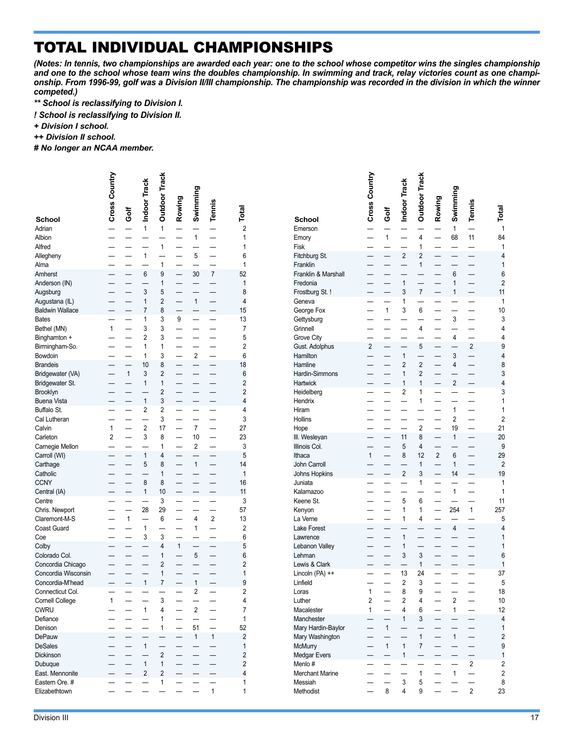# TOTAL INDIVIDUAL CHAMPIONSHIPS

***(Notes: In tennis, two championships are awarded each year: one to the school whose competitor wins the singles championship and one to the school whose team wins the doubles championship. In swimming and track, relay victories count as one championship. From 1996-99, golf was a Division II/III championship. The championship was recorded in the division in which the winner competed.)***

***\*\* School is reclassifying to Division I.***

***! School is reclassifying to Division II.***

***+ Division I school.***

***++ Division II school.***

***# No longer an NCAA member.***

| School | Cross Country | Golf | Indoor Track | Outdoor Track | Rowing | Swimming | Tennis | Total |
|---|---|---|---|---|---|---|---|---|
| Adrian | — | — | 1 | 1 | — | — | — | 2 |
| Albion | — | — | — | — | — | 1 | — | 1 |
| Alfred | — | — | — | 1 | — | — | — | 1 |
| Allegheny | — | — | 1 | — | — | 5 | — | 6 |
| Alma | — | — | — | 1 | — | — | — | 1 |
| Amherst | — | — | 6 | 9 | — | 30 | 7 | 52 |
| Anderson (IN) | — | — | — | 1 | — | — | — | 1 |
| Augsburg | — | — | 3 | 5 | — | — | — | 8 |
| Augustana (IL) | — | — | 1 | 2 | — | 1 | — | 4 |
| Baldwin Wallace | — | — | 7 | 8 | — | — | — | 15 |
| Bates | — | — | 1 | 3 | 9 | — | — | 13 |
| Bethel (MN) | 1 | — | 3 | 3 | — | — | — | 7 |
| Binghamton + | — | — | 2 | 3 | — | — | — | 5 |
| Birmingham-So. | — | — | 1 | 1 | — | — | — | 2 |
| Bowdoin | — | — | 1 | 3 | — | 2 | — | 6 |
| Brandeis | — | — | 10 | 8 | — | — | — | 18 |
| Bridgewater (VA) | — | 1 | 3 | 2 | — | — | — | 6 |
| Bridgewater St. | — | — | 1 | 1 | — | — | — | 2 |
| Brooklyn | — | — | — | 2 | — | — | — | 2 |
| Buena Vista | — | — | 1 | 3 | — | — | — | 4 |
| Buffalo St. | — | — | 2 | 2 | — | — | — | 4 |
| Cal Lutheran | — | — | — | 3 | — | — | — | 3 |
| Calvin | 1 | — | 2 | 17 | — | 7 | — | 27 |
| Carleton | 2 | — | 3 | 8 | — | 10 | — | 23 |
| Carnegie Mellon | — | — | — | 1 | — | 2 | — | 3 |
| Carroll (WI) | — | — | 1 | 4 | — | — | — | 5 |
| Carthage | — | — | 5 | 8 | — | 1 | — | 14 |
| Catholic | — | — | — | 1 | — | — | — | 1 |
| CCNY | — | — | 8 | 8 | — | — | — | 16 |
| Central (IA) | — | — | 1 | 10 | — | — | — | 11 |
| Centre | — | — | — | 3 | — | — | — | 3 |
| Chris. Newport | — | — | 28 | 29 | — | — | — | 57 |
| Claremont-M-S | — | 1 | — | 6 | — | 4 | 2 | 13 |
| Coast Guard | — | — | 1 | — | — | 1 | — | 2 |
| Coe | — | — | 3 | 3 | — | — | — | 6 |
| Colby | — | — | — | 4 | 1 | — | — | 5 |
| Colorado Col. | — | — | — | 1 | — | 5 | — | 6 |
| Concordia Chicago | — | — | — | 2 | — | — | — | 2 |
| Concordia Wisconsin | — | — | — | 1 | — | — | — | 1 |
| Concordia-M'head | — | — | 1 | 7 | — | 1 | — | 9 |
| Connecticut Col. | — | — | — | — | — | 2 | — | 2 |
| Cornell College | 1 | — | — | 3 | — | — | — | 4 |
| CWRU | — | — | 1 | 4 | — | 2 | — | 7 |
| Defiance | — | — | — | 1 | — | — | — | 1 |
| Denison | — | — | — | 1 | — | 51 | — | 52 |
| DePauw | — | — | — | — | — | 1 | 1 | 2 |
| DeSales | — | — | 1 | — | — | — | — | 1 |
| Dickinson | — | — | — | 2 | — | — | — | 2 |
| Dubuque | — | — | 1 | 1 | — | — | — | 2 |
| East. Mennonite | — | — | 2 | 2 | — | — | — | 4 |
| Eastern Ore. # | — | — | — | 1 | — | — | — | 1 |
| Elizabethtown | — | — | — | — | — | — | 1 | 1 |
| Emerson | — | — | — | — | — | 1 | — | 1 |
| Emory | — | 1 | — | 4 | — | 68 | 11 | 84 |
| Fisk | — | — | — | 1 | — | — | — | 1 |
| Fitchburg St. | — | — | 2 | 2 | — | — | — | 4 |
| Franklin | — | — | — | 1 | — | — | — | 1 |
| Franklin & Marshall | — | — | — | — | — | 6 | — | 6 |
| Fredonia | — | — | 1 | — | — | 1 | — | 2 |
| Frostburg St. ! | — | — | 3 | 7 | — | 1 | — | 11 |
| Geneva | — | — | 1 | — | — | — | — | 1 |
| George Fox | — | 1 | 3 | 6 | — | — | — | 10 |
| Gettysburg | — | — | — | — | — | 3 | — | 3 |
| Grinnell | — | — | — | 4 | — | — | — | 4 |
| Grove City | — | — | — | — | — | 4 | — | 4 |
| Gust. Adolphus | 2 | — | — | 5 | — | — | 2 | 9 |
| Hamilton | — | — | 1 | — | — | 3 | — | 4 |
| Hamline | — | — | 2 | 2 | — | 4 | — | 8 |
| Hardin-Simmons | — | — | 1 | 2 | — | — | — | 3 |
| Hartwick | — | — | 1 | 1 | — | 2 | — | 4 |
| Heidelberg | — | — | 2 | 1 | — | — | — | 3 |
| Hendrix | — | — | — | 1 | — | — | — | 1 |
| Hiram | — | — | — | — | — | 1 | — | 1 |
| Hollins | — | — | — | — | — | 2 | — | 2 |
| Hope | — | — | — | 2 | — | 19 | — | 21 |
| Ill. Wesleyan | — | — | 11 | 8 | — | 1 | — | 20 |
| Illinois Col. | — | — | 5 | 4 | — | — | — | 9 |
| Ithaca | 1 | — | 8 | 12 | 2 | 6 | — | 29 |
| John Carroll | — | — | — | 1 | — | 1 | — | 2 |
| Johns Hopkins | — | — | 2 | 3 | — | 14 | — | 19 |
| Juniata | — | — | — | 1 | — | — | — | 1 |
| Kalamazoo | — | — | — | — | — | 1 | — | 1 |
| Keene St. | — | — | 5 | 6 | — | — | — | 11 |
| Kenyon | — | — | 1 | 1 | — | 254 | 1 | 257 |
| La Verne | — | — | 1 | 4 | — | — | — | 5 |
| Lake Forest | — | — | — | — | — | 4 | — | 4 |
| Lawrence | — | — | 1 | — | — | — | — | 1 |
| Lebanon Valley | — | — | 1 | — | — | — | — | 1 |
| Lehman | — | — | 3 | 3 | — | — | — | 6 |
| Lewis & Clark | — | — | — | 1 | — | — | — | 1 |
| Lincoln (PA) ++ | — | — | 13 | 24 | — | — | — | 37 |
| Linfield | — | — | 2 | 3 | — | — | — | 5 |
| Loras | 1 | — | 8 | 9 | — | — | — | 18 |
| Luther | 2 | — | 2 | 4 | — | 2 | — | 10 |
| Macalester | 1 | — | 4 | 6 | — | 1 | — | 12 |
| Manchester | — | — | 1 | 3 | — | — | — | 4 |
| Mary Hardin-Baylor | — | 1 | — | — | — | — | — | 1 |
| Mary Washington | — | — | — | 1 | — | 1 | — | 2 |
| McMurry | — | 1 | 1 | 7 | — | — | — | 9 |
| Medgar Evers | — | — | 1 | — | — | — | — | 1 |
| Menlo # | — | — | — | — | — | — | 2 | 2 |
| Merchant Marine | — | — | — | 1 | — | 1 | — | 2 |
| Messiah | — | — | 3 | 5 | — | — | — | 8 |
| Methodist | — | 8 | 4 | 9 | — | — | 2 | 23 |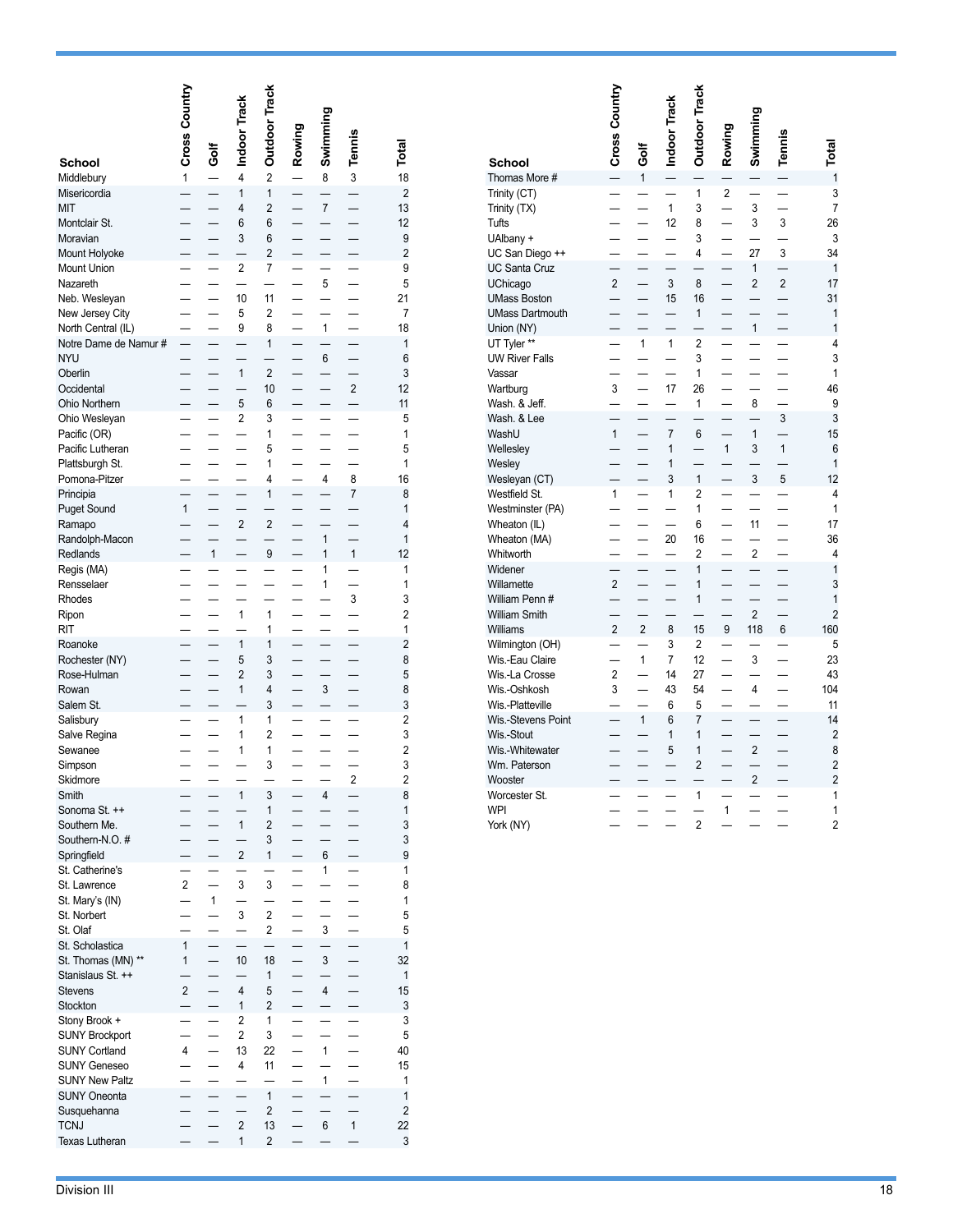| School | Cross Country | Golf | Indoor Track | Outdoor Track | Rowing | Swimming | Tennis | Total |
|---|---|---|---|---|---|---|---|---|
| Middlebury | 1 | — | 4 | 2 | — | 8 | 3 | 18 |
| Misericordia | — | — | 1 | 1 | — | — | — | 2 |
| MIT | — | — | 4 | 2 | — | 7 | — | 13 |
| Montclair St. | — | — | 6 | 6 | — | — | — | 12 |
| Moravian | — | — | 3 | 6 | — | — | — | 9 |
| Mount Holyoke | — | — | — | 2 | — | — | — | 2 |
| Mount Union | — | — | 2 | 7 | — | — | — | 9 |
| Nazareth | — | — | — | — | — | 5 | — | 5 |
| Neb. Wesleyan | — | — | 10 | 11 | — | — | — | 21 |
| New Jersey City | — | — | 5 | 2 | — | — | — | 7 |
| North Central (IL) | — | — | 9 | 8 | — | 1 | — | 18 |
| Notre Dame de Namur # | — | — | — | 1 | — | — | — | 1 |
| NYU | — | — | — | — | — | 6 | — | 6 |
| Oberlin | — | — | 1 | 2 | — | — | — | 3 |
| Occidental | — | — | — | 10 | — | — | 2 | 12 |
| Ohio Northern | — | — | 5 | 6 | — | — | — | 11 |
| Ohio Wesleyan | — | — | 2 | 3 | — | — | — | 5 |
| Pacific (OR) | — | — | — | 1 | — | — | — | 1 |
| Pacific Lutheran | — | — | — | 5 | — | — | — | 5 |
| Plattsburgh St. | — | — | — | 1 | — | — | — | 1 |
| Pomona-Pitzer | — | — | — | 4 | — | 4 | 8 | 16 |
| Principia | — | — | — | 1 | — | — | 7 | 8 |
| Puget Sound | 1 | — | — | — | — | — | — | 1 |
| Ramapo | — | — | 2 | 2 | — | — | — | 4 |
| Randolph-Macon | — | — | — | — | — | 1 | — | 1 |
| Redlands | — | 1 | — | 9 | — | 1 | 1 | 12 |
| Regis (MA) | — | — | — | — | — | 1 | — | 1 |
| Rensselaer | — | — | — | — | — | 1 | — | 1 |
| Rhodes | — | — | — | — | — | — | 3 | 3 |
| Ripon | — | — | 1 | 1 | — | — | — | 2 |
| RIT | — | — | — | 1 | — | — | — | 1 |
| Roanoke | — | — | 1 | 1 | — | — | — | 2 |
| Rochester (NY) | — | — | 5 | 3 | — | — | — | 8 |
| Rose-Hulman | — | — | 2 | 3 | — | — | — | 5 |
| Rowan | — | — | 1 | 4 | — | 3 | — | 8 |
| Salem St. | — | — | — | 3 | — | — | — | 3 |
| Salisbury | — | — | 1 | 1 | — | — | — | 2 |
| Salve Regina | — | — | 1 | 2 | — | — | — | 3 |
| Sewanee | — | — | 1 | 1 | — | — | — | 2 |
| Simpson | — | — | — | 3 | — | — | — | 3 |
| Skidmore | — | — | — | — | — | — | 2 | 2 |
| Smith | — | — | 1 | 3 | — | 4 | — | 8 |
| Sonoma St. ++ | — | — | — | 1 | — | — | — | 1 |
| Southern Me. | — | — | 1 | 2 | — | — | — | 3 |
| Southern-N.O. # | — | — | — | 3 | — | — | — | 3 |
| Springfield | — | — | 2 | 1 | — | 6 | — | 9 |
| St. Catherine's | — | — | — | — | — | 1 | — | 1 |
| St. Lawrence | 2 | — | 3 | 3 | — | — | — | 8 |
| St. Mary's (IN) | — | 1 | — | — | — | — | — | 1 |
| St. Norbert | — | — | 3 | 2 | — | — | — | 5 |
| St. Olaf | — | — | — | 2 | — | 3 | — | 5 |
| St. Scholastica | 1 | — | — | — | — | — | — | 1 |
| St. Thomas (MN) ** | 1 | — | 10 | 18 | — | 3 | — | 32 |
| Stanislaus St. ++ | — | — | — | 1 | — | — | — | 1 |
| Stevens | 2 | — | 4 | 5 | — | 4 | — | 15 |
| Stockton | — | — | 1 | 2 | — | — | — | 3 |
| Stony Brook + | — | — | 2 | 1 | — | — | — | 3 |
| SUNY Brockport | — | — | 2 | 3 | — | — | — | 5 |
| SUNY Cortland | 4 | — | 13 | 22 | — | 1 | — | 40 |
| SUNY Geneseo | — | — | 4 | 11 | — | — | — | 15 |
| SUNY New Paltz | — | — | — | — | — | 1 | — | 1 |
| SUNY Oneonta | — | — | — | 1 | — | — | — | 1 |
| Susquehanna | — | — | — | 2 | — | — | — | 2 |
| TCNJ | — | — | 2 | 13 | — | 6 | 1 | 22 |
| Texas Lutheran | — | — | 1 | 2 | — | — | — | 3 |
| Thomas More # | — | 1 | — | — | — | — | — | 1 |
| Trinity (CT) | — | — | — | 1 | 2 | — | — | 3 |
| Trinity (TX) | — | — | 1 | 3 | — | 3 | — | 7 |
| Tufts | — | — | 12 | 8 | — | 3 | 3 | 26 |
| UAlbany + | — | — | — | 3 | — | — | — | 3 |
| UC San Diego ++ | — | — | — | 4 | — | 27 | 3 | 34 |
| UC Santa Cruz | — | — | — | — | — | 1 | — | 1 |
| UChicago | 2 | — | 3 | 8 | — | 2 | 2 | 17 |
| UMass Boston | — | — | 15 | 16 | — | — | — | 31 |
| UMass Dartmouth | — | — | — | 1 | — | — | — | 1 |
| Union (NY) | — | — | — | — | — | 1 | — | 1 |
| UT Tyler ** | — | 1 | 1 | 2 | — | — | — | 4 |
| UW River Falls | — | — | — | 3 | — | — | — | 3 |
| Vassar | — | — | — | 1 | — | — | — | 1 |
| Wartburg | 3 | — | 17 | 26 | — | — | — | 46 |
| Wash. & Jeff. | — | — | — | 1 | — | 8 | — | 9 |
| Wash. & Lee | — | — | — | — | — | — | 3 | 3 |
| WashU | 1 | — | 7 | 6 | — | 1 | — | 15 |
| Wellesley | — | — | 1 | — | 1 | 3 | 1 | 6 |
| Wesley | — | — | 1 | — | — | — | — | 1 |
| Wesleyan (CT) | — | — | 3 | 1 | — | 3 | 5 | 12 |
| Westfield St. | 1 | — | 1 | 2 | — | — | — | 4 |
| Westminster (PA) | — | — | — | 1 | — | — | — | 1 |
| Wheaton (IL) | — | — | — | 6 | — | 11 | — | 17 |
| Wheaton (MA) | — | — | 20 | 16 | — | — | — | 36 |
| Whitworth | — | — | — | 2 | — | 2 | — | 4 |
| Widener | — | — | — | 1 | — | — | — | 1 |
| Willamette | 2 | — | — | 1 | — | — | — | 3 |
| William Penn # | — | — | — | 1 | — | — | — | 1 |
| William Smith | — | — | — | — | — | 2 | — | 2 |
| Williams | 2 | 2 | 8 | 15 | 9 | 118 | 6 | 160 |
| Wilmington (OH) | — | — | 3 | 2 | — | — | — | 5 |
| Wis.-Eau Claire | — | 1 | 7 | 12 | — | 3 | — | 23 |
| Wis.-La Crosse | 2 | — | 14 | 27 | — | — | — | 43 |
| Wis.-Oshkosh | 3 | — | 43 | 54 | — | 4 | — | 104 |
| Wis.-Platteville | — | — | 6 | 5 | — | — | — | 11 |
| Wis.-Stevens Point | — | 1 | 6 | 7 | — | — | — | 14 |
| Wis.-Stout | — | — | 1 | 1 | — | — | — | 2 |
| Wis.-Whitewater | — | — | 5 | 1 | — | 2 | — | 8 |
| Wm. Paterson | — | — | — | 2 | — | — | — | 2 |
| Wooster | — | — | — | — | — | 2 | — | 2 |
| Worcester St. | — | — | — | 1 | — | — | — | 1 |
| WPI | — | — | — | — | 1 | — | — | 1 |
| York (NY) | — | — | — | 2 | — | — | — | 2 |